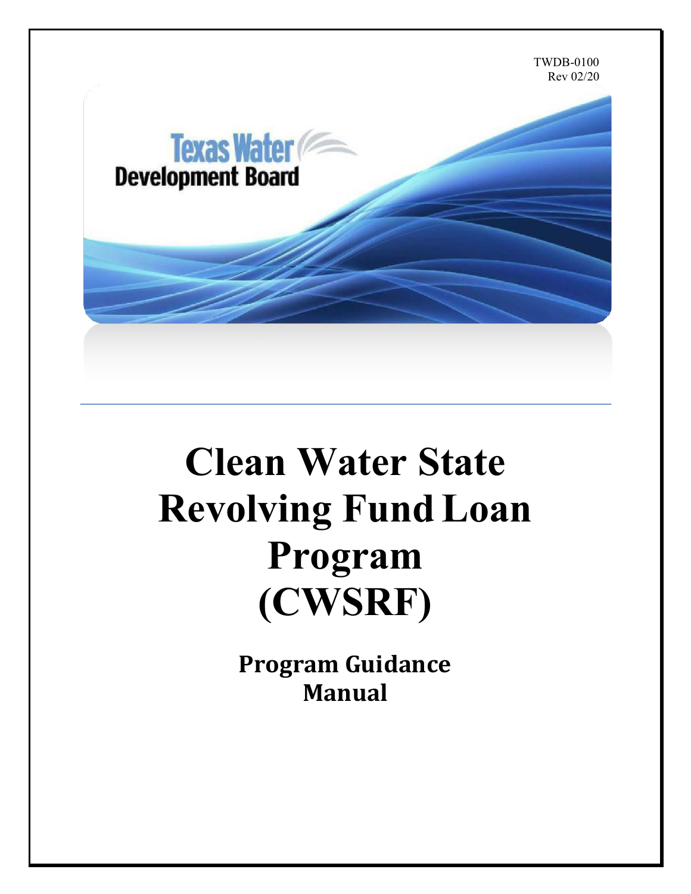TWDB-0100
Rev 02/20

Texas Water Development Board

# Clean Water State Revolving Fund Loan Program (CWSRF)

## Program Guidance Manual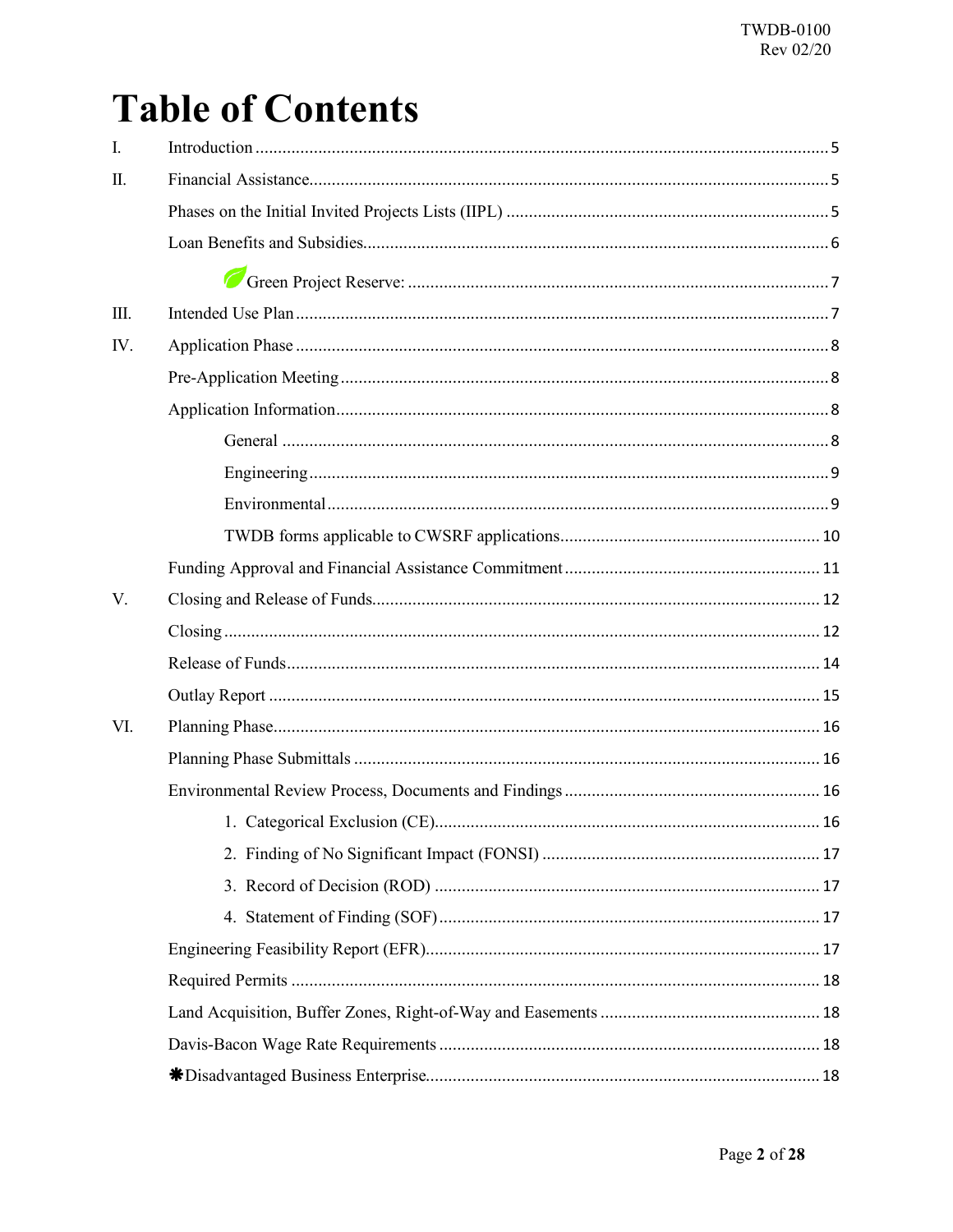# Table of Contents

I. Introduction ..... 5

II. Financial Assistance ..... 5

- Phases on the Initial Invited Projects Lists (IIPL) ..... 5
- Loan Benefits and Subsidies ..... 6
  - Green Project Reserve: ..... 7

III. Intended Use Plan ..... 7

IV. Application Phase ..... 8

- Pre-Application Meeting ..... 8
- Application Information ..... 8
  - General ..... 8
  - Engineering ..... 9
  - Environmental ..... 9
  - TWDB forms applicable to CWSRF applications ..... 10
- Funding Approval and Financial Assistance Commitment ..... 11

V. Closing and Release of Funds ..... 12

- Closing ..... 12
- Release of Funds ..... 14
- Outlay Report ..... 15

VI. Planning Phase ..... 16

- Planning Phase Submittals ..... 16
- Environmental Review Process, Documents and Findings ..... 16
  1. Categorical Exclusion (CE) ..... 16
  2. Finding of No Significant Impact (FONSI) ..... 17
  3. Record of Decision (ROD) ..... 17
  4. Statement of Finding (SOF) ..... 17
- Engineering Feasibility Report (EFR) ..... 17
- Required Permits ..... 18
- Land Acquisition, Buffer Zones, Right-of-Way and Easements ..... 18
- Davis-Bacon Wage Rate Requirements ..... 18
- ✱Disadvantaged Business Enterprise ..... 18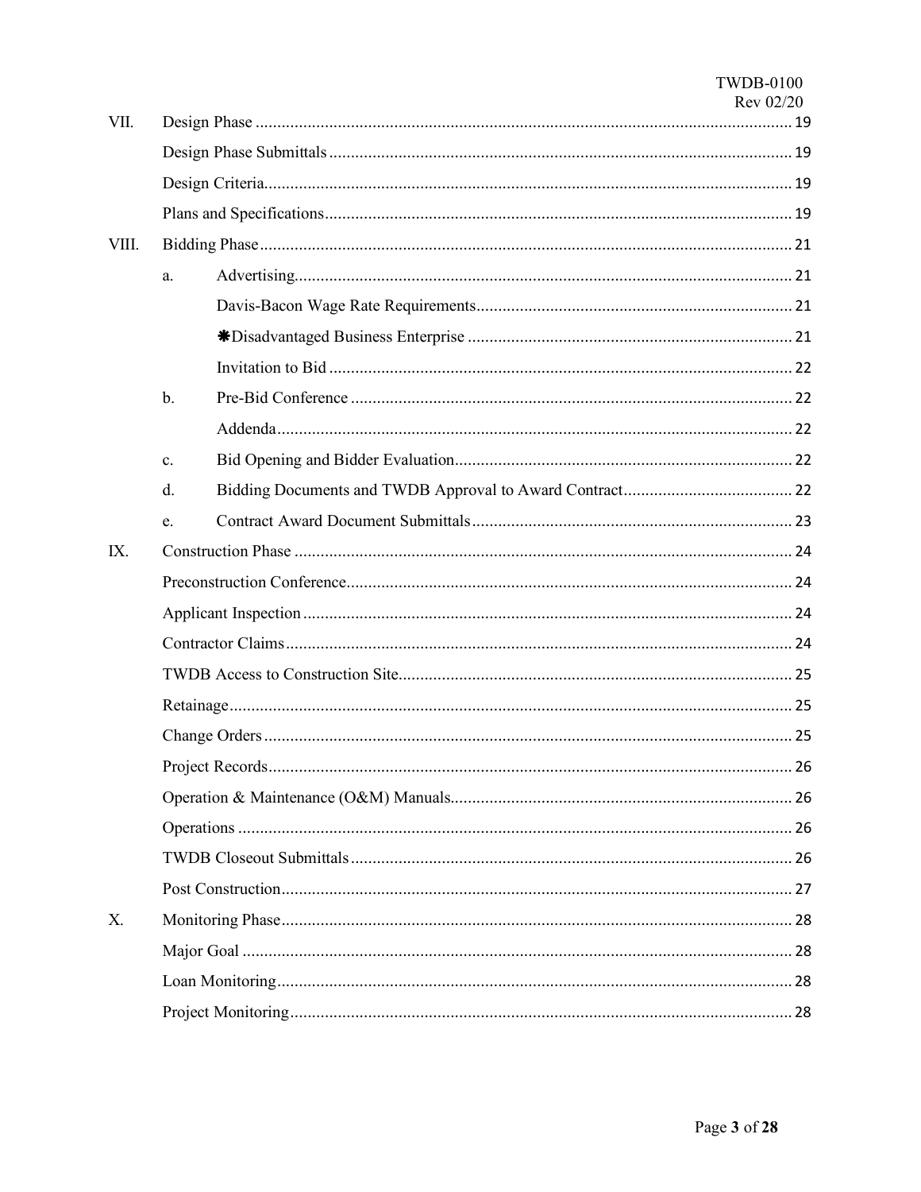| | | | |
|---|---|---|---|
| VII. | Design Phase | | 19 |
| | Design Phase Submittals | | 19 |
| | Design Criteria | | 19 |
| | Plans and Specifications | | 19 |
| VIII. | Bidding Phase | | 21 |
| | a. | Advertising | 21 |
| | | Davis-Bacon Wage Rate Requirements | 21 |
| | | ✱Disadvantaged Business Enterprise | 21 |
| | | Invitation to Bid | 22 |
| | b. | Pre-Bid Conference | 22 |
| | | Addenda | 22 |
| | c. | Bid Opening and Bidder Evaluation | 22 |
| | d. | Bidding Documents and TWDB Approval to Award Contract | 22 |
| | e. | Contract Award Document Submittals | 23 |
| IX. | Construction Phase | | 24 |
| | Preconstruction Conference | | 24 |
| | Applicant Inspection | | 24 |
| | Contractor Claims | | 24 |
| | TWDB Access to Construction Site | | 25 |
| | Retainage | | 25 |
| | Change Orders | | 25 |
| | Project Records | | 26 |
| | Operation & Maintenance (O&M) Manuals | | 26 |
| | Operations | | 26 |
| | TWDB Closeout Submittals | | 26 |
| | Post Construction | | 27 |
| X. | Monitoring Phase | | 28 |
| | Major Goal | | 28 |
| | Loan Monitoring | | 28 |
| | Project Monitoring | | 28 |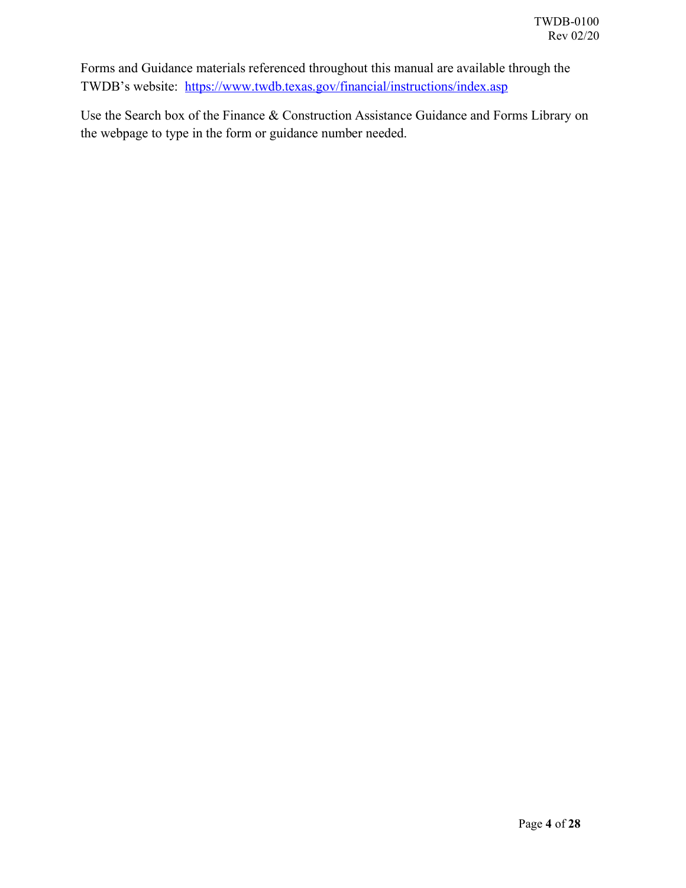Forms and Guidance materials referenced throughout this manual are available through the TWDB's website: [https://www.twdb.texas.gov/financial/instructions/index.asp](https://www.twdb.texas.gov/financial/instructions/index.asp)

Use the Search box of the Finance & Construction Assistance Guidance and Forms Library on the webpage to type in the form or guidance number needed.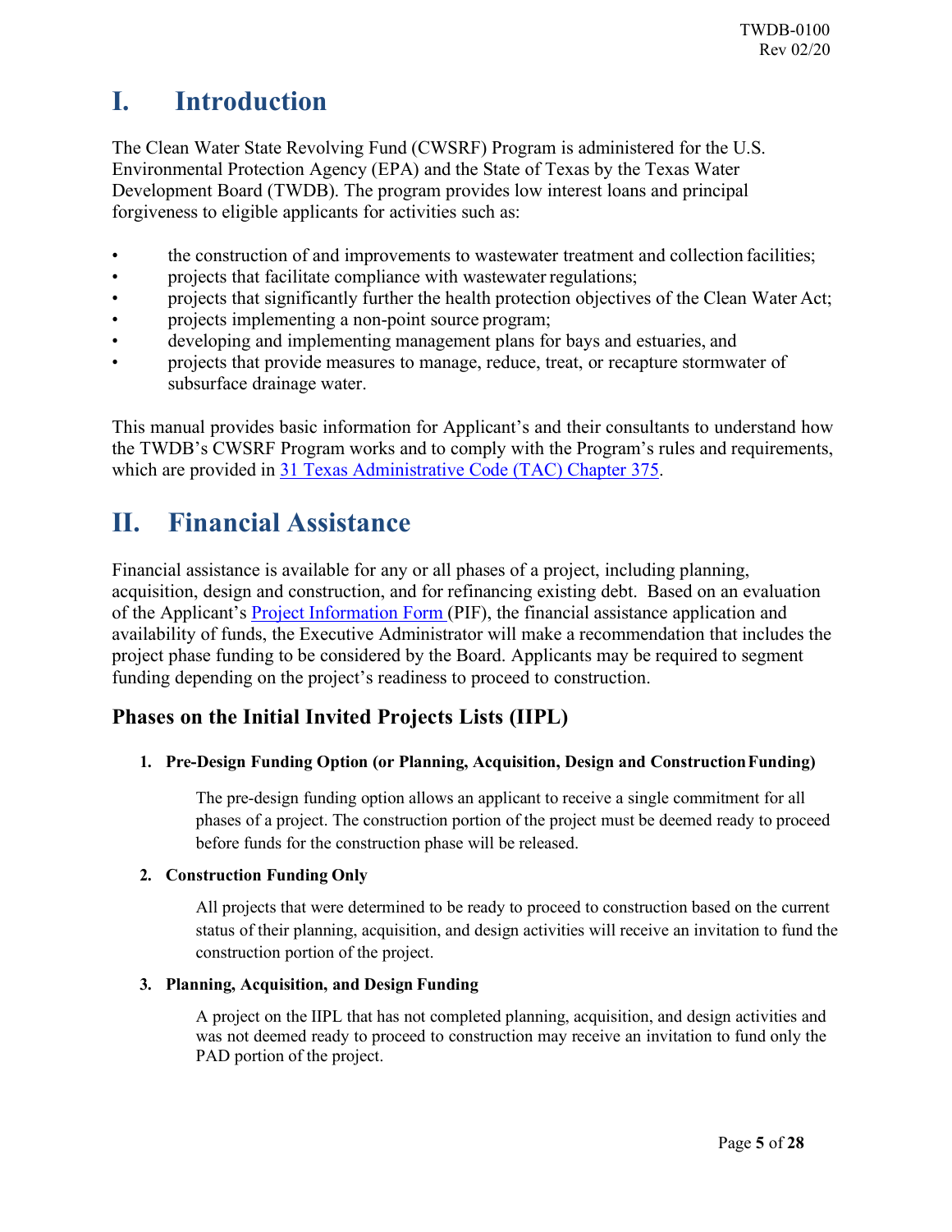# I. Introduction

The Clean Water State Revolving Fund (CWSRF) Program is administered for the U.S. Environmental Protection Agency (EPA) and the State of Texas by the Texas Water Development Board (TWDB). The program provides low interest loans and principal forgiveness to eligible applicants for activities such as:

- the construction of and improvements to wastewater treatment and collection facilities;
- projects that facilitate compliance with wastewater regulations;
- projects that significantly further the health protection objectives of the Clean Water Act;
- projects implementing a non-point source program;
- developing and implementing management plans for bays and estuaries, and
- projects that provide measures to manage, reduce, treat, or recapture stormwater of subsurface drainage water.

This manual provides basic information for Applicant's and their consultants to understand how the TWDB's CWSRF Program works and to comply with the Program's rules and requirements, which are provided in [31 Texas Administrative Code (TAC) Chapter 375](#).

# II. Financial Assistance

Financial assistance is available for any or all phases of a project, including planning, acquisition, design and construction, and for refinancing existing debt. Based on an evaluation of the Applicant's [Project Information Form](#) (PIF), the financial assistance application and availability of funds, the Executive Administrator will make a recommendation that includes the project phase funding to be considered by the Board. Applicants may be required to segment funding depending on the project's readiness to proceed to construction.

## Phases on the Initial Invited Projects Lists (IIPL)

#### 1. Pre-Design Funding Option (or Planning, Acquisition, Design and Construction Funding)

The pre-design funding option allows an applicant to receive a single commitment for all phases of a project. The construction portion of the project must be deemed ready to proceed before funds for the construction phase will be released.

#### 2. Construction Funding Only

All projects that were determined to be ready to proceed to construction based on the current status of their planning, acquisition, and design activities will receive an invitation to fund the construction portion of the project.

#### 3. Planning, Acquisition, and Design Funding

A project on the IIPL that has not completed planning, acquisition, and design activities and was not deemed ready to proceed to construction may receive an invitation to fund only the PAD portion of the project.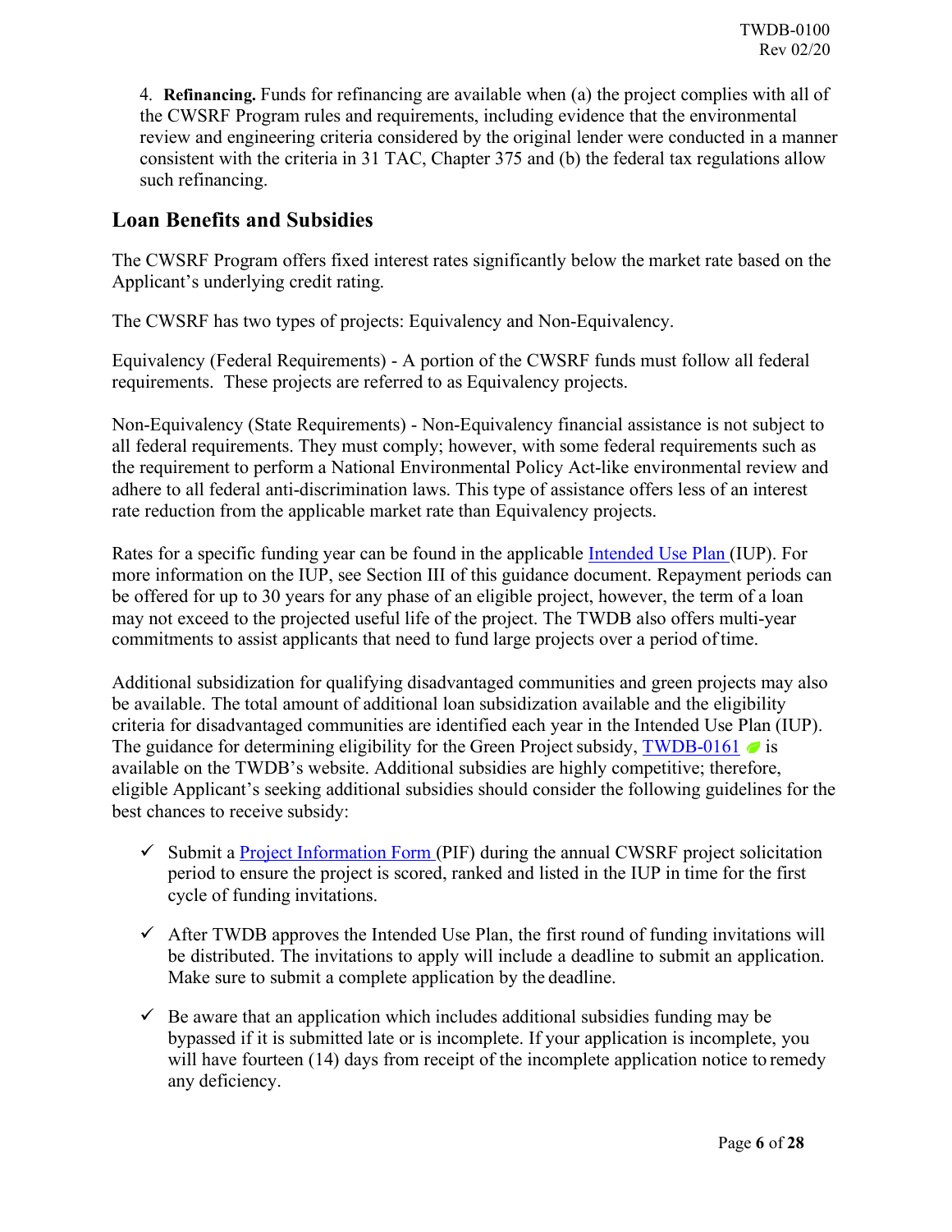4. **Refinancing.** Funds for refinancing are available when (a) the project complies with all of the CWSRF Program rules and requirements, including evidence that the environmental review and engineering criteria considered by the original lender were conducted in a manner consistent with the criteria in 31 TAC, Chapter 375 and (b) the federal tax regulations allow such refinancing.

## Loan Benefits and Subsidies

The CWSRF Program offers fixed interest rates significantly below the market rate based on the Applicant's underlying credit rating.

The CWSRF has two types of projects: Equivalency and Non-Equivalency.

Equivalency (Federal Requirements) - A portion of the CWSRF funds must follow all federal requirements. These projects are referred to as Equivalency projects.

Non-Equivalency (State Requirements) - Non-Equivalency financial assistance is not subject to all federal requirements. They must comply; however, with some federal requirements such as the requirement to perform a National Environmental Policy Act-like environmental review and adhere to all federal anti-discrimination laws. This type of assistance offers less of an interest rate reduction from the applicable market rate than Equivalency projects.

Rates for a specific funding year can be found in the applicable Intended Use Plan (IUP). For more information on the IUP, see Section III of this guidance document. Repayment periods can be offered for up to 30 years for any phase of an eligible project, however, the term of a loan may not exceed to the projected useful life of the project. The TWDB also offers multi-year commitments to assist applicants that need to fund large projects over a period of time.

Additional subsidization for qualifying disadvantaged communities and green projects may also be available. The total amount of additional loan subsidization available and the eligibility criteria for disadvantaged communities are identified each year in the Intended Use Plan (IUP). The guidance for determining eligibility for the Green Project subsidy, TWDB-0161 is available on the TWDB's website. Additional subsidies are highly competitive; therefore, eligible Applicant's seeking additional subsidies should consider the following guidelines for the best chances to receive subsidy:

- ✓ Submit a Project Information Form (PIF) during the annual CWSRF project solicitation period to ensure the project is scored, ranked and listed in the IUP in time for the first cycle of funding invitations.
- ✓ After TWDB approves the Intended Use Plan, the first round of funding invitations will be distributed. The invitations to apply will include a deadline to submit an application. Make sure to submit a complete application by the deadline.
- ✓ Be aware that an application which includes additional subsidies funding may be bypassed if it is submitted late or is incomplete. If your application is incomplete, you will have fourteen (14) days from receipt of the incomplete application notice to remedy any deficiency.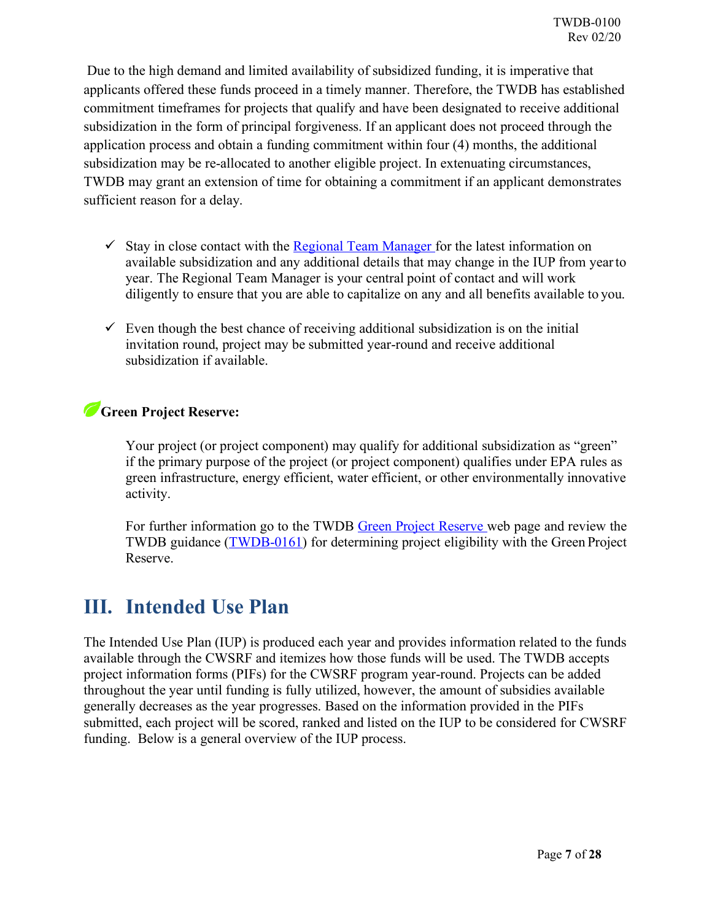Due to the high demand and limited availability of subsidized funding, it is imperative that applicants offered these funds proceed in a timely manner. Therefore, the TWDB has established commitment timeframes for projects that qualify and have been designated to receive additional subsidization in the form of principal forgiveness. If an applicant does not proceed through the application process and obtain a funding commitment within four (4) months, the additional subsidization may be re-allocated to another eligible project. In extenuating circumstances, TWDB may grant an extension of time for obtaining a commitment if an applicant demonstrates sufficient reason for a delay.

- ✓ Stay in close contact with the Regional Team Manager for the latest information on available subsidization and any additional details that may change in the IUP from year to year. The Regional Team Manager is your central point of contact and will work diligently to ensure that you are able to capitalize on any and all benefits available to you.

- ✓ Even though the best chance of receiving additional subsidization is on the initial invitation round, project may be submitted year-round and receive additional subsidization if available.

**Green Project Reserve:**

Your project (or project component) may qualify for additional subsidization as "green" if the primary purpose of the project (or project component) qualifies under EPA rules as green infrastructure, energy efficient, water efficient, or other environmentally innovative activity.

For further information go to the TWDB Green Project Reserve web page and review the TWDB guidance (TWDB-0161) for determining project eligibility with the Green Project Reserve.

# III. Intended Use Plan

The Intended Use Plan (IUP) is produced each year and provides information related to the funds available through the CWSRF and itemizes how those funds will be used. The TWDB accepts project information forms (PIFs) for the CWSRF program year-round. Projects can be added throughout the year until funding is fully utilized, however, the amount of subsidies available generally decreases as the year progresses. Based on the information provided in the PIFs submitted, each project will be scored, ranked and listed on the IUP to be considered for CWSRF funding. Below is a general overview of the IUP process.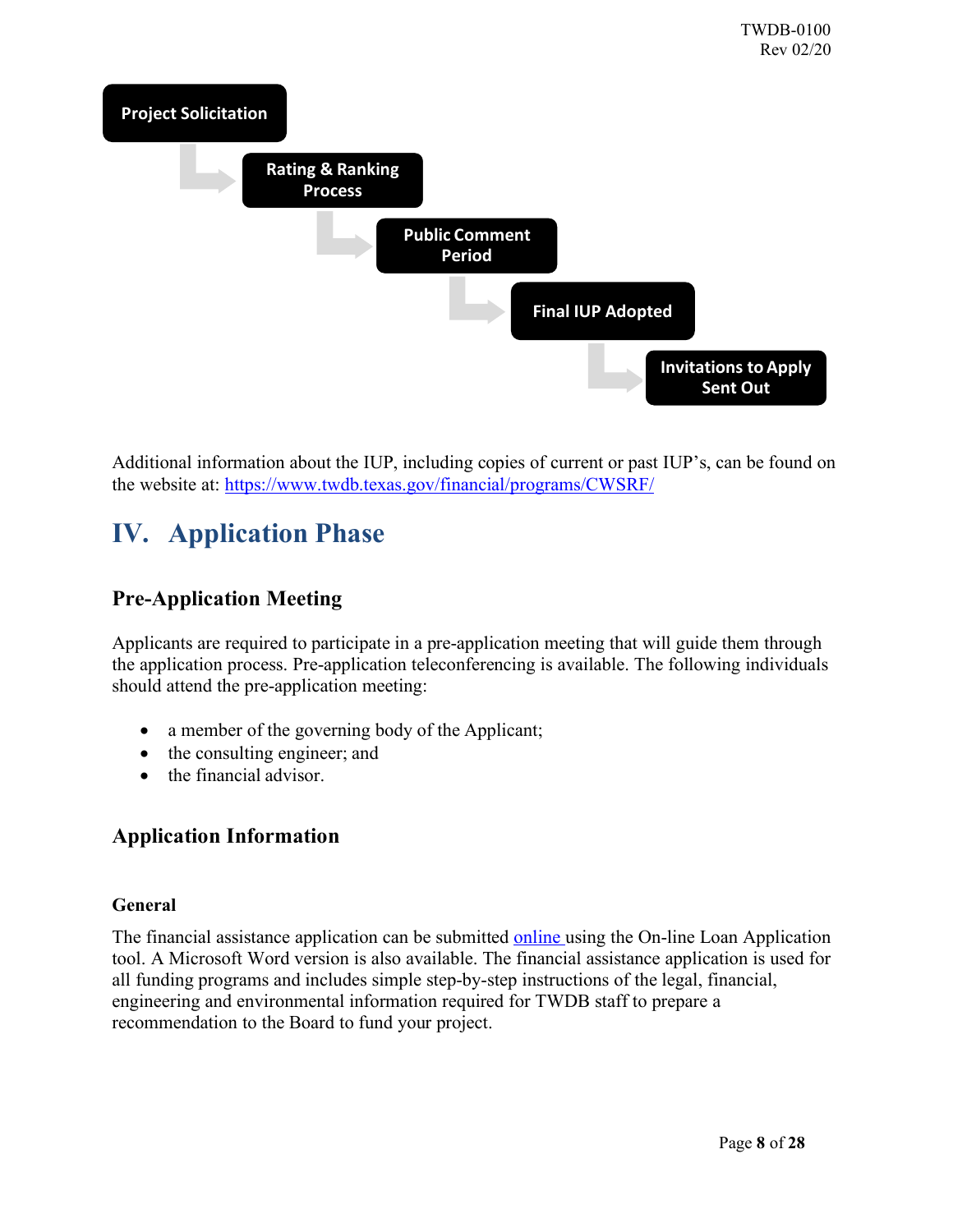Project Solicitation → Rating & Ranking Process → Public Comment Period → Final IUP Adopted → Invitations to Apply Sent Out

Additional information about the IUP, including copies of current or past IUP's, can be found on the website at: https://www.twdb.texas.gov/financial/programs/CWSRF/

# IV. Application Phase

## Pre-Application Meeting

Applicants are required to participate in a pre-application meeting that will guide them through the application process. Pre-application teleconferencing is available. The following individuals should attend the pre-application meeting:

- a member of the governing body of the Applicant;
- the consulting engineer; and
- the financial advisor.

## Application Information

### General

The financial assistance application can be submitted online using the On-line Loan Application tool. A Microsoft Word version is also available. The financial assistance application is used for all funding programs and includes simple step-by-step instructions of the legal, financial, engineering and environmental information required for TWDB staff to prepare a recommendation to the Board to fund your project.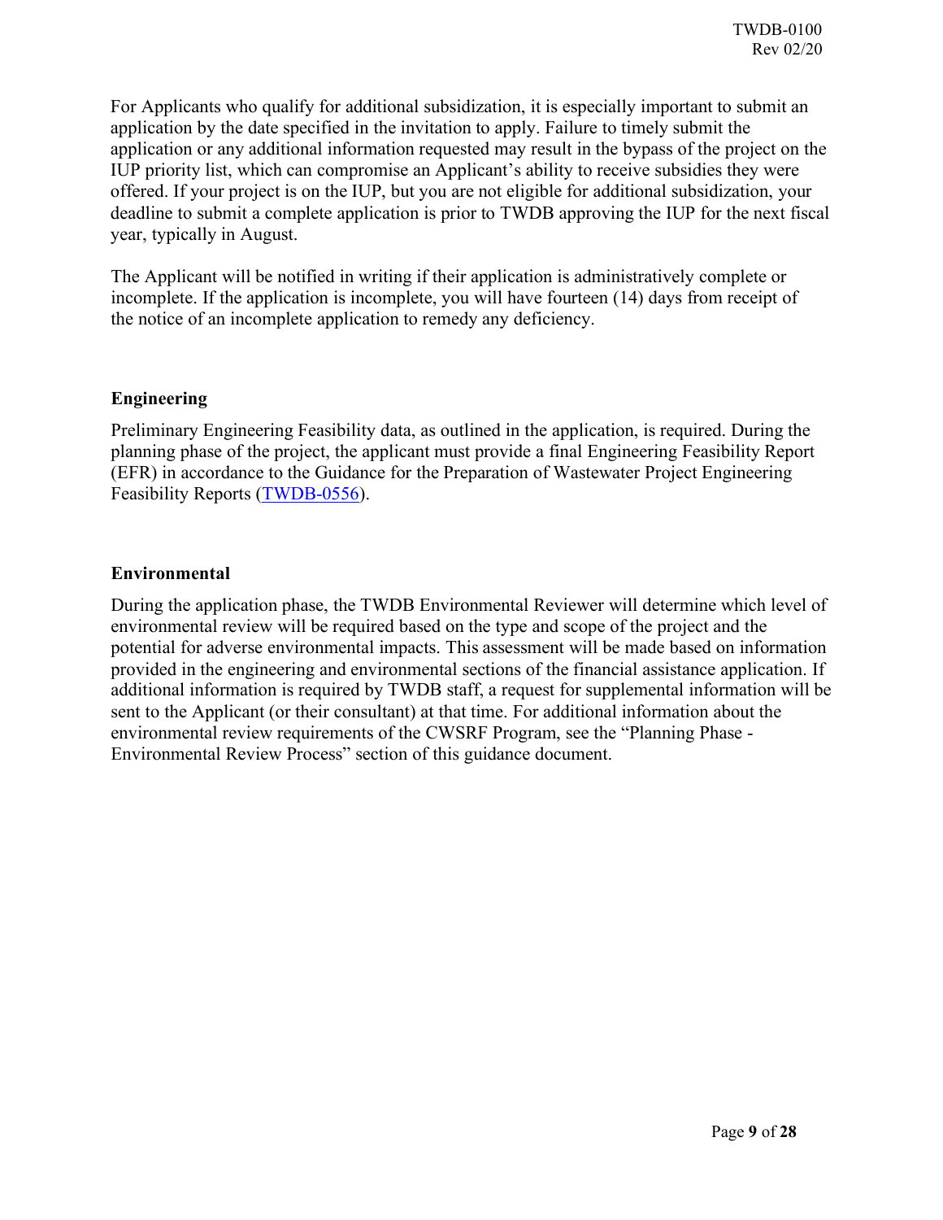For Applicants who qualify for additional subsidization, it is especially important to submit an application by the date specified in the invitation to apply. Failure to timely submit the application or any additional information requested may result in the bypass of the project on the IUP priority list, which can compromise an Applicant's ability to receive subsidies they were offered. If your project is on the IUP, but you are not eligible for additional subsidization, your deadline to submit a complete application is prior to TWDB approving the IUP for the next fiscal year, typically in August.

The Applicant will be notified in writing if their application is administratively complete or incomplete. If the application is incomplete, you will have fourteen (14) days from receipt of the notice of an incomplete application to remedy any deficiency.

### Engineering

Preliminary Engineering Feasibility data, as outlined in the application, is required. During the planning phase of the project, the applicant must provide a final Engineering Feasibility Report (EFR) in accordance to the Guidance for the Preparation of Wastewater Project Engineering Feasibility Reports (TWDB-0556).

### Environmental

During the application phase, the TWDB Environmental Reviewer will determine which level of environmental review will be required based on the type and scope of the project and the potential for adverse environmental impacts. This assessment will be made based on information provided in the engineering and environmental sections of the financial assistance application. If additional information is required by TWDB staff, a request for supplemental information will be sent to the Applicant (or their consultant) at that time. For additional information about the environmental review requirements of the CWSRF Program, see the "Planning Phase - Environmental Review Process" section of this guidance document.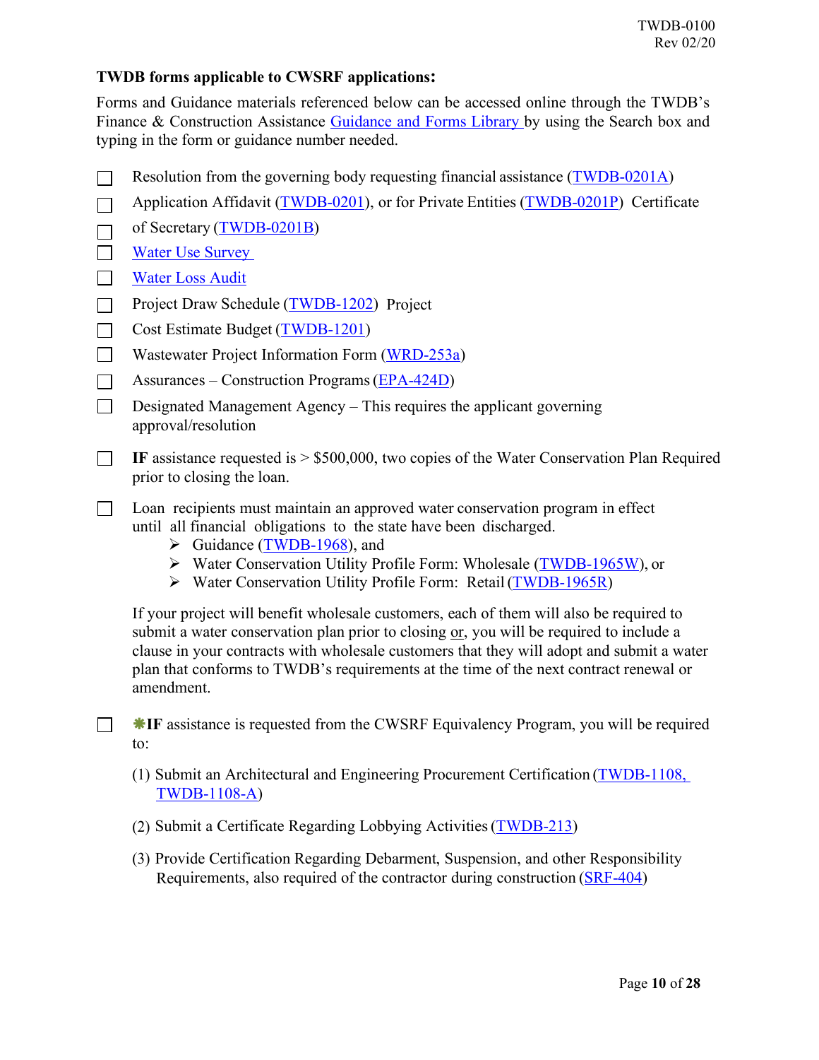**TWDB forms applicable to CWSRF applications:**

Forms and Guidance materials referenced below can be accessed online through the TWDB's Finance & Construction Assistance Guidance and Forms Library by using the Search box and typing in the form or guidance number needed.

- ☐ Resolution from the governing body requesting financial assistance (TWDB-0201A)
- ☐ Application Affidavit (TWDB-0201), or for Private Entities (TWDB-0201P) Certificate
- ☐ of Secretary (TWDB-0201B)
- ☐ Water Use Survey
- ☐ Water Loss Audit
- ☐ Project Draw Schedule (TWDB-1202) Project
- ☐ Cost Estimate Budget (TWDB-1201)
- ☐ Wastewater Project Information Form (WRD-253a)
- ☐ Assurances – Construction Programs (EPA-424D)
- ☐ Designated Management Agency – This requires the applicant governing approval/resolution
- ☐ **IF** assistance requested is > $500,000, two copies of the Water Conservation Plan Required prior to closing the loan.
- ☐ Loan recipients must maintain an approved water conservation program in effect until all financial obligations to the state have been discharged.
  - Guidance (TWDB-1968), and
  - Water Conservation Utility Profile Form: Wholesale (TWDB-1965W), or
  - Water Conservation Utility Profile Form: Retail (TWDB-1965R)

  If your project will benefit wholesale customers, each of them will also be required to submit a water conservation plan prior to closing or, you will be required to include a clause in your contracts with wholesale customers that they will adopt and submit a water plan that conforms to TWDB's requirements at the time of the next contract renewal or amendment.

- ☐ ✱**IF** assistance is requested from the CWSRF Equivalency Program, you will be required to:

  (1) Submit an Architectural and Engineering Procurement Certification (TWDB-1108, TWDB-1108-A)

  (2) Submit a Certificate Regarding Lobbying Activities (TWDB-213)

  (3) Provide Certification Regarding Debarment, Suspension, and other Responsibility Requirements, also required of the contractor during construction (SRF-404)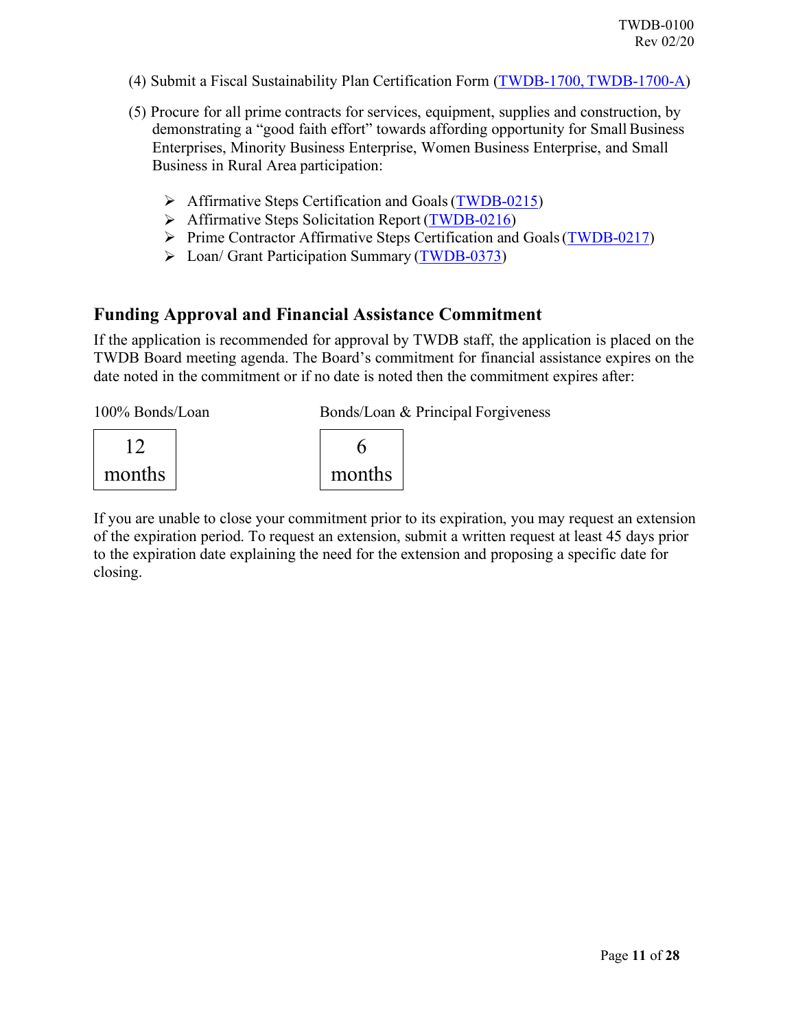(4) Submit a Fiscal Sustainability Plan Certification Form (TWDB-1700, TWDB-1700-A)

(5) Procure for all prime contracts for services, equipment, supplies and construction, by demonstrating a "good faith effort" towards affording opportunity for Small Business Enterprises, Minority Business Enterprise, Women Business Enterprise, and Small Business in Rural Area participation:

- Affirmative Steps Certification and Goals (TWDB-0215)
- Affirmative Steps Solicitation Report (TWDB-0216)
- Prime Contractor Affirmative Steps Certification and Goals (TWDB-0217)
- Loan/ Grant Participation Summary (TWDB-0373)

## Funding Approval and Financial Assistance Commitment

If the application is recommended for approval by TWDB staff, the application is placed on the TWDB Board meeting agenda. The Board's commitment for financial assistance expires on the date noted in the commitment or if no date is noted then the commitment expires after:

| 100% Bonds/Loan | Bonds/Loan & Principal Forgiveness |
|---|---|
| 12 months | 6 months |

If you are unable to close your commitment prior to its expiration, you may request an extension of the expiration period. To request an extension, submit a written request at least 45 days prior to the expiration date explaining the need for the extension and proposing a specific date for closing.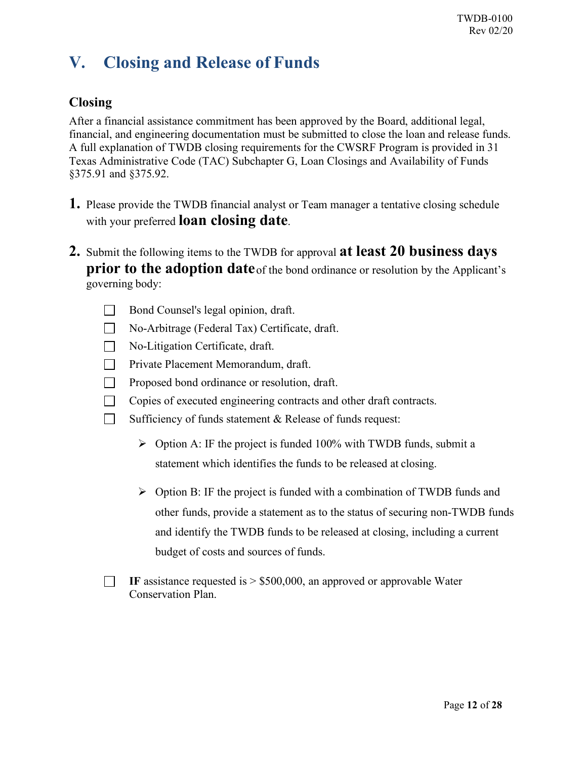# V. Closing and Release of Funds

## Closing

After a financial assistance commitment has been approved by the Board, additional legal, financial, and engineering documentation must be submitted to close the loan and release funds. A full explanation of TWDB closing requirements for the CWSRF Program is provided in 31 Texas Administrative Code (TAC) Subchapter G, Loan Closings and Availability of Funds §375.91 and §375.92.

1. Please provide the TWDB financial analyst or Team manager a tentative closing schedule with your preferred **loan closing date**.

2. Submit the following items to the TWDB for approval **at least 20 business days prior to the adoption date** of the bond ordinance or resolution by the Applicant's governing body:

- ☐ Bond Counsel's legal opinion, draft.
- ☐ No-Arbitrage (Federal Tax) Certificate, draft.
- ☐ No-Litigation Certificate, draft.
- ☐ Private Placement Memorandum, draft.
- ☐ Proposed bond ordinance or resolution, draft.
- ☐ Copies of executed engineering contracts and other draft contracts.
- ☐ Sufficiency of funds statement & Release of funds request:
  - Option A: IF the project is funded 100% with TWDB funds, submit a statement which identifies the funds to be released at closing.
  - Option B: IF the project is funded with a combination of TWDB funds and other funds, provide a statement as to the status of securing non-TWDB funds and identify the TWDB funds to be released at closing, including a current budget of costs and sources of funds.
- ☐ **IF** assistance requested is > $500,000, an approved or approvable Water Conservation Plan.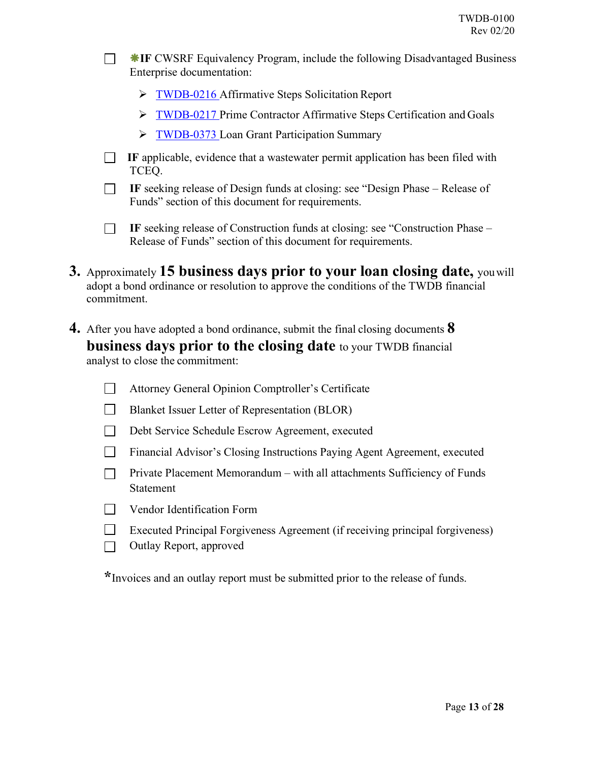- ☐ ✱**IF** CWSRF Equivalency Program, include the following Disadvantaged Business Enterprise documentation:
  - ➢ TWDB-0216 Affirmative Steps Solicitation Report
  - ➢ TWDB-0217 Prime Contractor Affirmative Steps Certification and Goals
  - ➢ TWDB-0373 Loan Grant Participation Summary
- ☐ **IF** applicable, evidence that a wastewater permit application has been filed with TCEQ.
- ☐ **IF** seeking release of Design funds at closing: see "Design Phase – Release of Funds" section of this document for requirements.
- ☐ **IF** seeking release of Construction funds at closing: see "Construction Phase – Release of Funds" section of this document for requirements.

**3.** Approximately **15 business days prior to your loan closing date,** you will adopt a bond ordinance or resolution to approve the conditions of the TWDB financial commitment.

**4.** After you have adopted a bond ordinance, submit the final closing documents **8 business days prior to the closing date** to your TWDB financial analyst to close the commitment:

- ☐ Attorney General Opinion Comptroller's Certificate
- ☐ Blanket Issuer Letter of Representation (BLOR)
- ☐ Debt Service Schedule Escrow Agreement, executed
- ☐ Financial Advisor's Closing Instructions Paying Agent Agreement, executed
- ☐ Private Placement Memorandum – with all attachments Sufficiency of Funds Statement
- ☐ Vendor Identification Form
- ☐ Executed Principal Forgiveness Agreement (if receiving principal forgiveness)
- ☐ Outlay Report, approved

*Invoices and an outlay report must be submitted prior to the release of funds.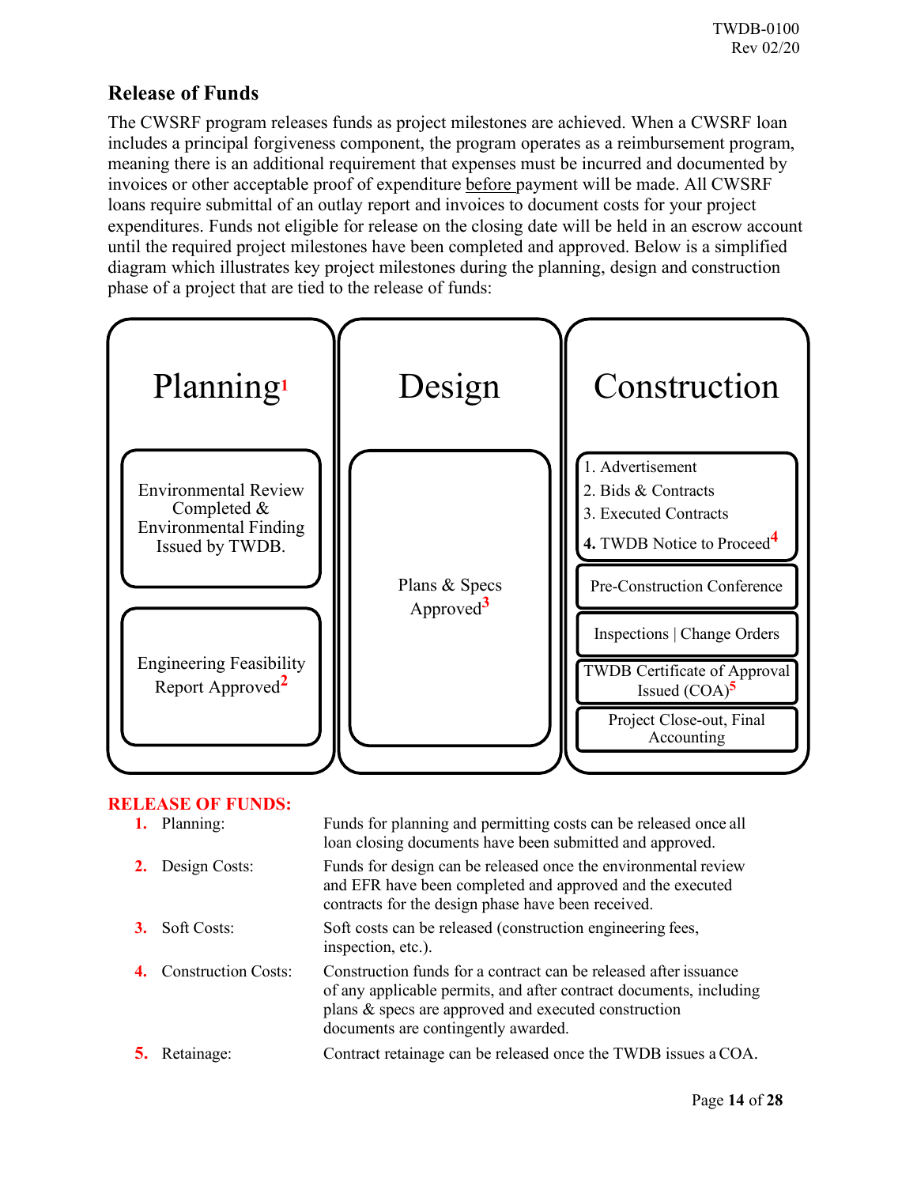## Release of Funds

The CWSRF program releases funds as project milestones are achieved. When a CWSRF loan includes a principal forgiveness component, the program operates as a reimbursement program, meaning there is an additional requirement that expenses must be incurred and documented by invoices or other acceptable proof of expenditure before payment will be made. All CWSRF loans require submittal of an outlay report and invoices to document costs for your project expenditures. Funds not eligible for release on the closing date will be held in an escrow account until the required project milestones have been completed and approved. Below is a simplified diagram which illustrates key project milestones during the planning, design and construction phase of a project that are tied to the release of funds:

| Planning[1] | Design | Construction |
|---|---|---|
| Environmental Review Completed & Environmental Finding Issued by TWDB. | Plans & Specs Approved[3] | 1. Advertisement<br>2. Bids & Contracts<br>3. Executed Contracts<br>**4.** TWDB Notice to Proceed[4] |
| Engineering Feasibility Report Approved[2] | | Pre-Construction Conference |
| | | Inspections \| Change Orders |
| | | TWDB Certificate of Approval Issued (COA)[5] |
| | | Project Close-out, Final Accounting |

**RELEASE OF FUNDS:**

1. Planning: Funds for planning and permitting costs can be released once all loan closing documents have been submitted and approved.
2. Design Costs: Funds for design can be released once the environmental review and EFR have been completed and approved and the executed contracts for the design phase have been received.
3. Soft Costs: Soft costs can be released (construction engineering fees, inspection, etc.).
4. Construction Costs: Construction funds for a contract can be released after issuance of any applicable permits, and after contract documents, including plans & specs are approved and executed construction documents are contingently awarded.
5. Retainage: Contract retainage can be released once the TWDB issues a COA.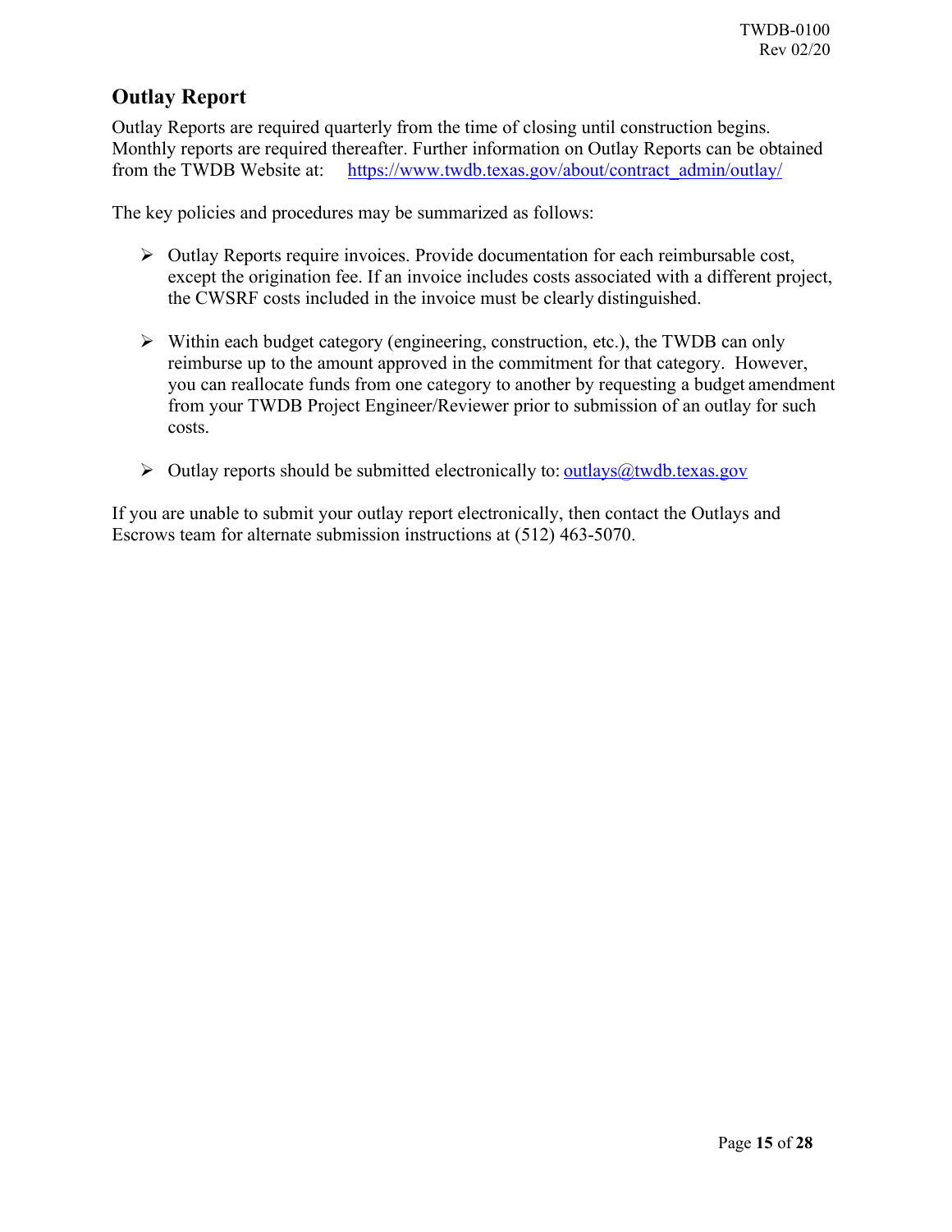## Outlay Report

Outlay Reports are required quarterly from the time of closing until construction begins. Monthly reports are required thereafter. Further information on Outlay Reports can be obtained from the TWDB Website at: https://www.twdb.texas.gov/about/contract_admin/outlay/

The key policies and procedures may be summarized as follows:

- Outlay Reports require invoices. Provide documentation for each reimbursable cost, except the origination fee. If an invoice includes costs associated with a different project, the CWSRF costs included in the invoice must be clearly distinguished.

- Within each budget category (engineering, construction, etc.), the TWDB can only reimburse up to the amount approved in the commitment for that category. However, you can reallocate funds from one category to another by requesting a budget amendment from your TWDB Project Engineer/Reviewer prior to submission of an outlay for such costs.

- Outlay reports should be submitted electronically to: outlays@twdb.texas.gov

If you are unable to submit your outlay report electronically, then contact the Outlays and Escrows team for alternate submission instructions at (512) 463-5070.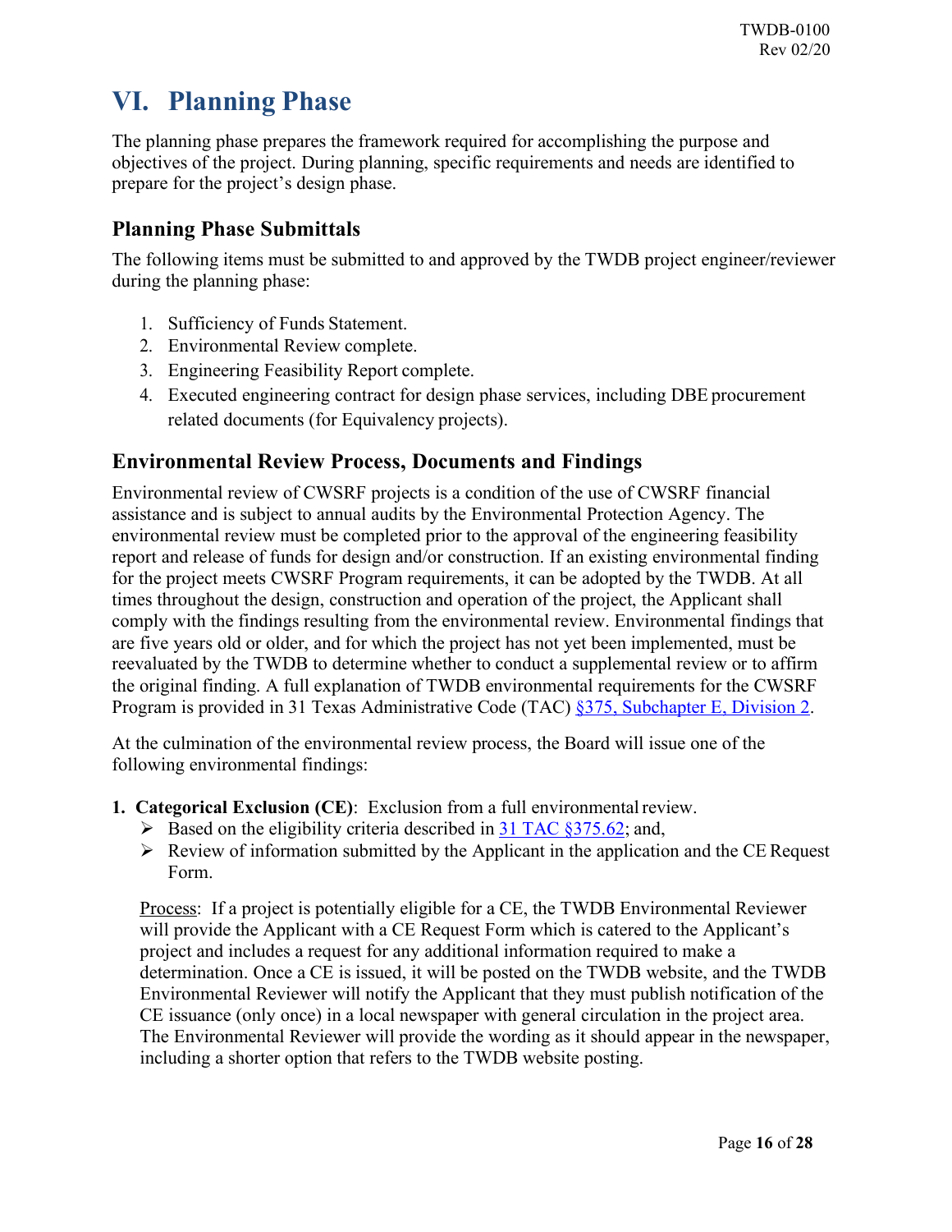# VI. Planning Phase

The planning phase prepares the framework required for accomplishing the purpose and objectives of the project. During planning, specific requirements and needs are identified to prepare for the project's design phase.

## Planning Phase Submittals

The following items must be submitted to and approved by the TWDB project engineer/reviewer during the planning phase:

1. Sufficiency of Funds Statement.
2. Environmental Review complete.
3. Engineering Feasibility Report complete.
4. Executed engineering contract for design phase services, including DBE procurement related documents (for Equivalency projects).

## Environmental Review Process, Documents and Findings

Environmental review of CWSRF projects is a condition of the use of CWSRF financial assistance and is subject to annual audits by the Environmental Protection Agency. The environmental review must be completed prior to the approval of the engineering feasibility report and release of funds for design and/or construction. If an existing environmental finding for the project meets CWSRF Program requirements, it can be adopted by the TWDB. At all times throughout the design, construction and operation of the project, the Applicant shall comply with the findings resulting from the environmental review. Environmental findings that are five years old or older, and for which the project has not yet been implemented, must be reevaluated by the TWDB to determine whether to conduct a supplemental review or to affirm the original finding. A full explanation of TWDB environmental requirements for the CWSRF Program is provided in 31 Texas Administrative Code (TAC) §375, Subchapter E, Division 2.

At the culmination of the environmental review process, the Board will issue one of the following environmental findings:

1. **Categorical Exclusion (CE)**: Exclusion from a full environmental review.
   - Based on the eligibility criteria described in 31 TAC §375.62; and,
   - Review of information submitted by the Applicant in the application and the CE Request Form.

   Process: If a project is potentially eligible for a CE, the TWDB Environmental Reviewer will provide the Applicant with a CE Request Form which is catered to the Applicant's project and includes a request for any additional information required to make a determination. Once a CE is issued, it will be posted on the TWDB website, and the TWDB Environmental Reviewer will notify the Applicant that they must publish notification of the CE issuance (only once) in a local newspaper with general circulation in the project area. The Environmental Reviewer will provide the wording as it should appear in the newspaper, including a shorter option that refers to the TWDB website posting.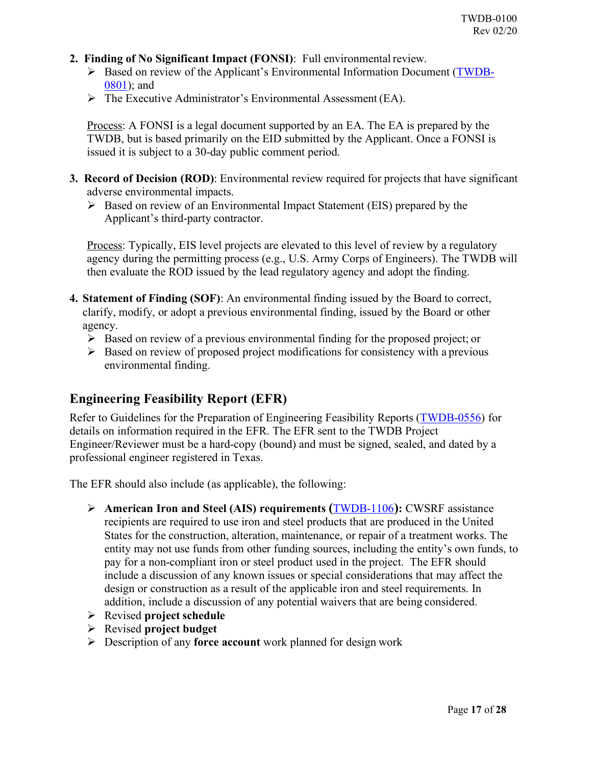2. **Finding of No Significant Impact (FONSI)**: Full environmental review.
   - Based on review of the Applicant's Environmental Information Document (TWDB-0801); and
   - The Executive Administrator's Environmental Assessment (EA).

   Process: A FONSI is a legal document supported by an EA. The EA is prepared by the TWDB, but is based primarily on the EID submitted by the Applicant. Once a FONSI is issued it is subject to a 30-day public comment period.

3. **Record of Decision (ROD)**: Environmental review required for projects that have significant adverse environmental impacts.
   - Based on review of an Environmental Impact Statement (EIS) prepared by the Applicant's third-party contractor.

   Process: Typically, EIS level projects are elevated to this level of review by a regulatory agency during the permitting process (e.g., U.S. Army Corps of Engineers). The TWDB will then evaluate the ROD issued by the lead regulatory agency and adopt the finding.

4. **Statement of Finding (SOF)**: An environmental finding issued by the Board to correct, clarify, modify, or adopt a previous environmental finding, issued by the Board or other agency.
   - Based on review of a previous environmental finding for the proposed project; or
   - Based on review of proposed project modifications for consistency with a previous environmental finding.

## Engineering Feasibility Report (EFR)

Refer to Guidelines for the Preparation of Engineering Feasibility Reports (TWDB-0556) for details on information required in the EFR. The EFR sent to the TWDB Project Engineer/Reviewer must be a hard-copy (bound) and must be signed, sealed, and dated by a professional engineer registered in Texas.

The EFR should also include (as applicable), the following:

- **American Iron and Steel (AIS) requirements (**TWDB-1106**):** CWSRF assistance recipients are required to use iron and steel products that are produced in the United States for the construction, alteration, maintenance, or repair of a treatment works. The entity may not use funds from other funding sources, including the entity's own funds, to pay for a non-compliant iron or steel product used in the project. The EFR should include a discussion of any known issues or special considerations that may affect the design or construction as a result of the applicable iron and steel requirements. In addition, include a discussion of any potential waivers that are being considered.
- Revised **project schedule**
- Revised **project budget**
- Description of any **force account** work planned for design work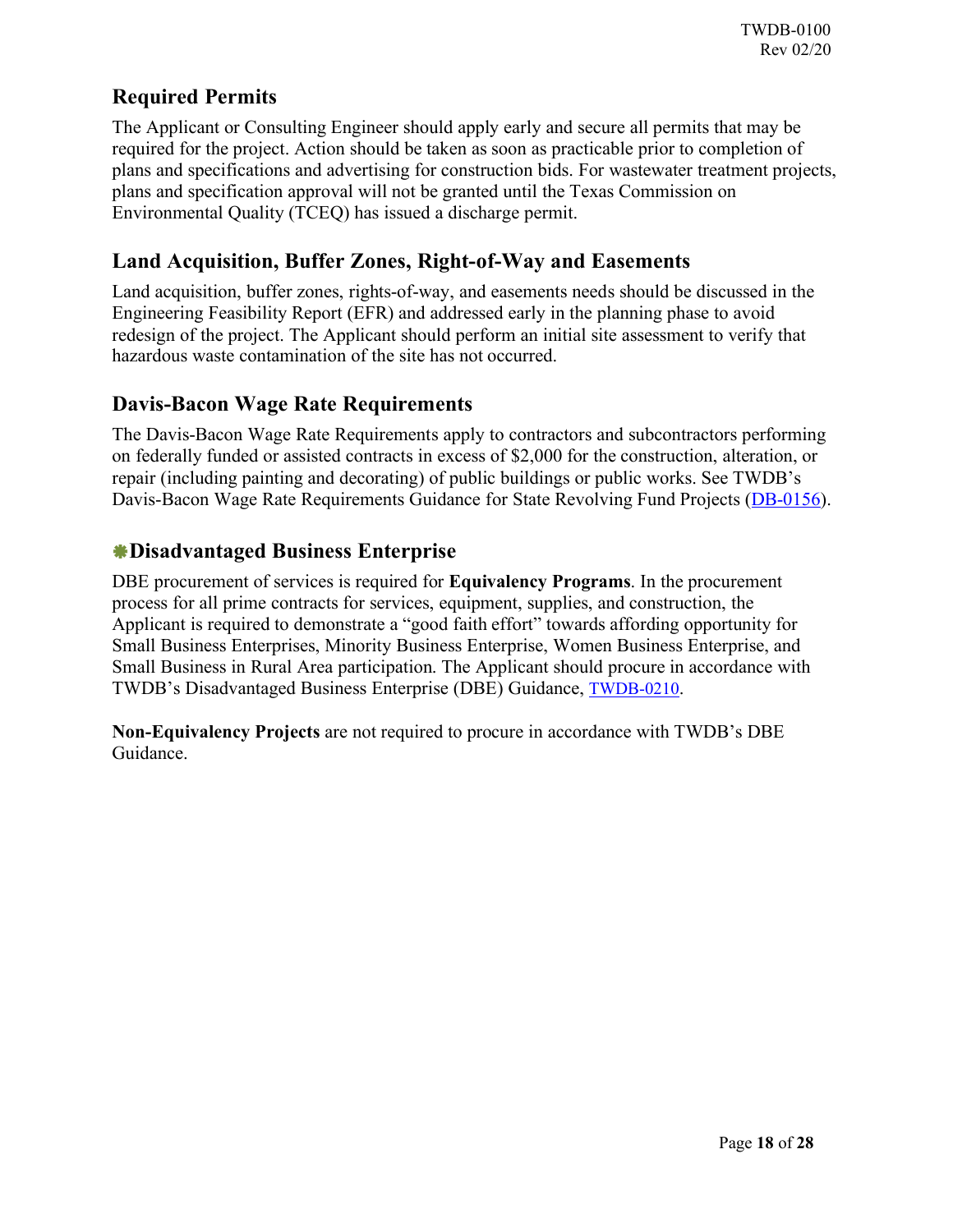## Required Permits

The Applicant or Consulting Engineer should apply early and secure all permits that may be required for the project. Action should be taken as soon as practicable prior to completion of plans and specifications and advertising for construction bids. For wastewater treatment projects, plans and specification approval will not be granted until the Texas Commission on Environmental Quality (TCEQ) has issued a discharge permit.

## Land Acquisition, Buffer Zones, Right-of-Way and Easements

Land acquisition, buffer zones, rights-of-way, and easements needs should be discussed in the Engineering Feasibility Report (EFR) and addressed early in the planning phase to avoid redesign of the project. The Applicant should perform an initial site assessment to verify that hazardous waste contamination of the site has not occurred.

## Davis-Bacon Wage Rate Requirements

The Davis-Bacon Wage Rate Requirements apply to contractors and subcontractors performing on federally funded or assisted contracts in excess of $2,000 for the construction, alteration, or repair (including painting and decorating) of public buildings or public works. See TWDB's Davis-Bacon Wage Rate Requirements Guidance for State Revolving Fund Projects (DB-0156).

## Disadvantaged Business Enterprise

DBE procurement of services is required for **Equivalency Programs**. In the procurement process for all prime contracts for services, equipment, supplies, and construction, the Applicant is required to demonstrate a "good faith effort" towards affording opportunity for Small Business Enterprises, Minority Business Enterprise, Women Business Enterprise, and Small Business in Rural Area participation. The Applicant should procure in accordance with TWDB's Disadvantaged Business Enterprise (DBE) Guidance, TWDB-0210.

**Non-Equivalency Projects** are not required to procure in accordance with TWDB's DBE Guidance.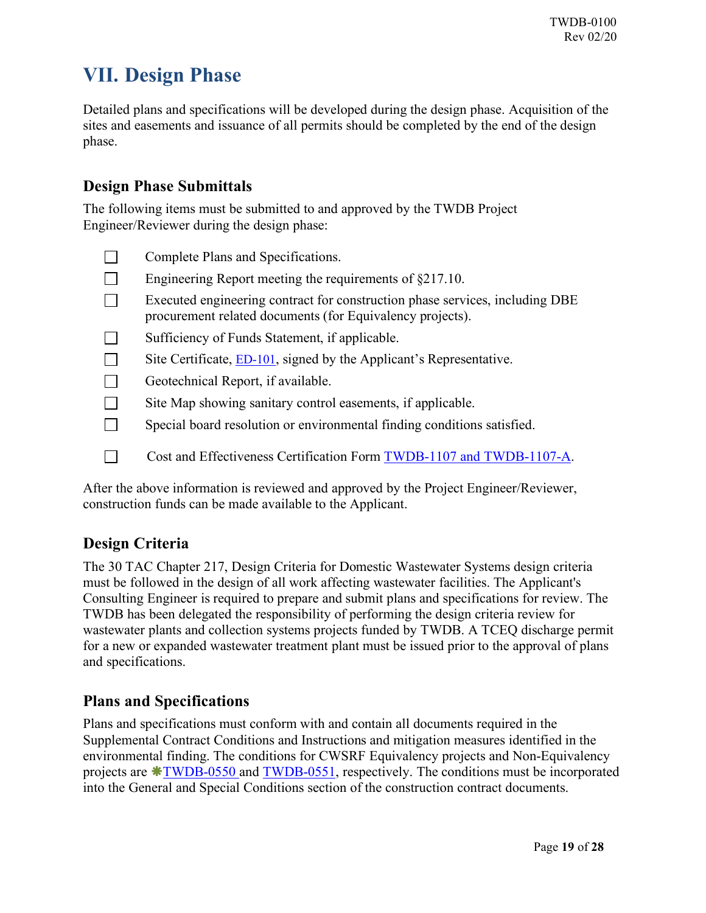# VII. Design Phase

Detailed plans and specifications will be developed during the design phase. Acquisition of the sites and easements and issuance of all permits should be completed by the end of the design phase.

## Design Phase Submittals

The following items must be submitted to and approved by the TWDB Project Engineer/Reviewer during the design phase:

- ☐ Complete Plans and Specifications.
- ☐ Engineering Report meeting the requirements of §217.10.
- ☐ Executed engineering contract for construction phase services, including DBE procurement related documents (for Equivalency projects).
- ☐ Sufficiency of Funds Statement, if applicable.
- ☐ Site Certificate, ED-101, signed by the Applicant's Representative.
- ☐ Geotechnical Report, if available.
- ☐ Site Map showing sanitary control easements, if applicable.
- ☐ Special board resolution or environmental finding conditions satisfied.
- ☐ Cost and Effectiveness Certification Form TWDB-1107 and TWDB-1107-A.

After the above information is reviewed and approved by the Project Engineer/Reviewer, construction funds can be made available to the Applicant.

## Design Criteria

The 30 TAC Chapter 217, Design Criteria for Domestic Wastewater Systems design criteria must be followed in the design of all work affecting wastewater facilities. The Applicant's Consulting Engineer is required to prepare and submit plans and specifications for review. The TWDB has been delegated the responsibility of performing the design criteria review for wastewater plants and collection systems projects funded by TWDB. A TCEQ discharge permit for a new or expanded wastewater treatment plant must be issued prior to the approval of plans and specifications.

## Plans and Specifications

Plans and specifications must conform with and contain all documents required in the Supplemental Contract Conditions and Instructions and mitigation measures identified in the environmental finding. The conditions for CWSRF Equivalency projects and Non-Equivalency projects are ❋TWDB-0550 and TWDB-0551, respectively. The conditions must be incorporated into the General and Special Conditions section of the construction contract documents.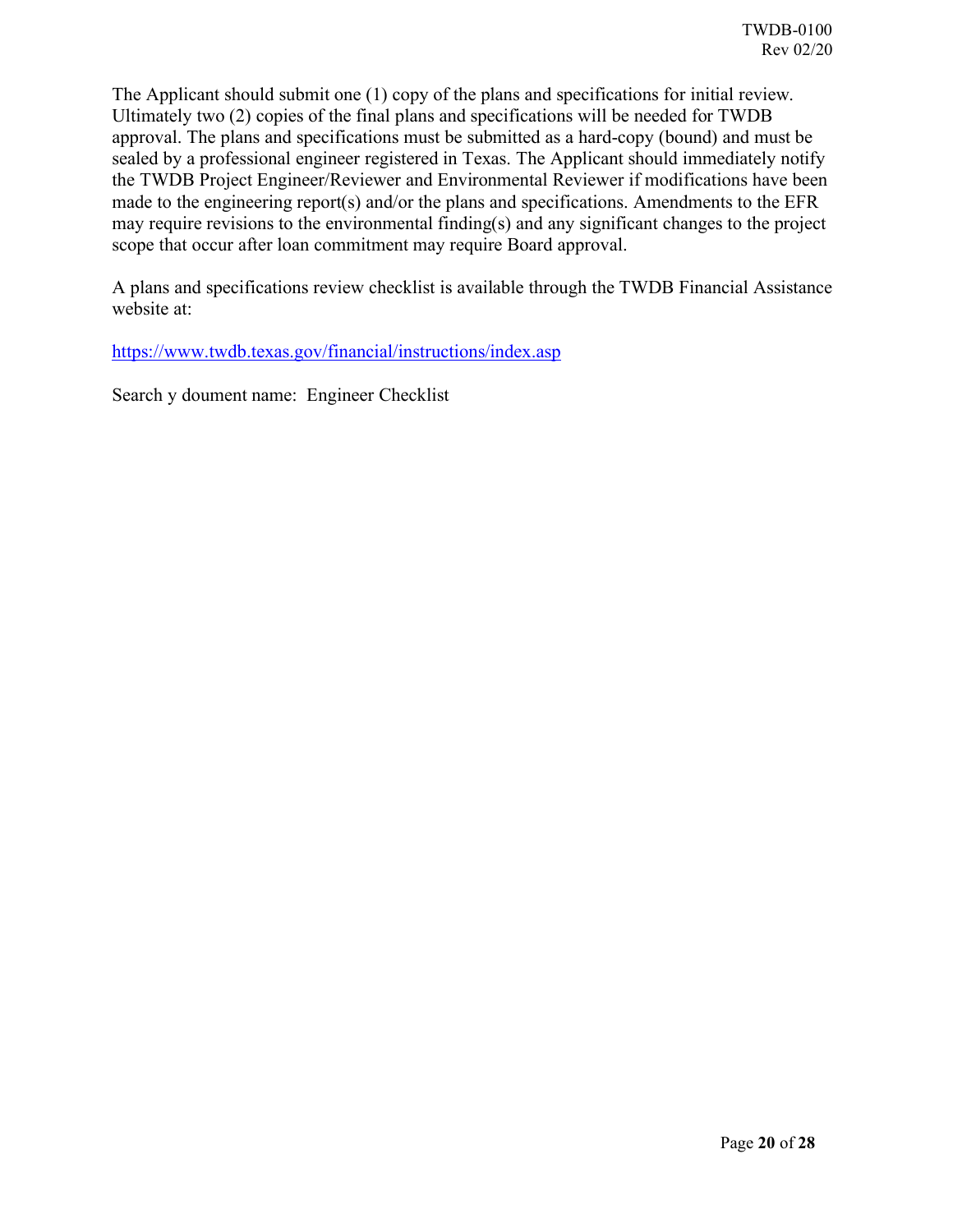The Applicant should submit one (1) copy of the plans and specifications for initial review. Ultimately two (2) copies of the final plans and specifications will be needed for TWDB approval. The plans and specifications must be submitted as a hard-copy (bound) and must be sealed by a professional engineer registered in Texas. The Applicant should immediately notify the TWDB Project Engineer/Reviewer and Environmental Reviewer if modifications have been made to the engineering report(s) and/or the plans and specifications. Amendments to the EFR may require revisions to the environmental finding(s) and any significant changes to the project scope that occur after loan commitment may require Board approval.

A plans and specifications review checklist is available through the TWDB Financial Assistance website at:

https://www.twdb.texas.gov/financial/instructions/index.asp

Search y doument name: Engineer Checklist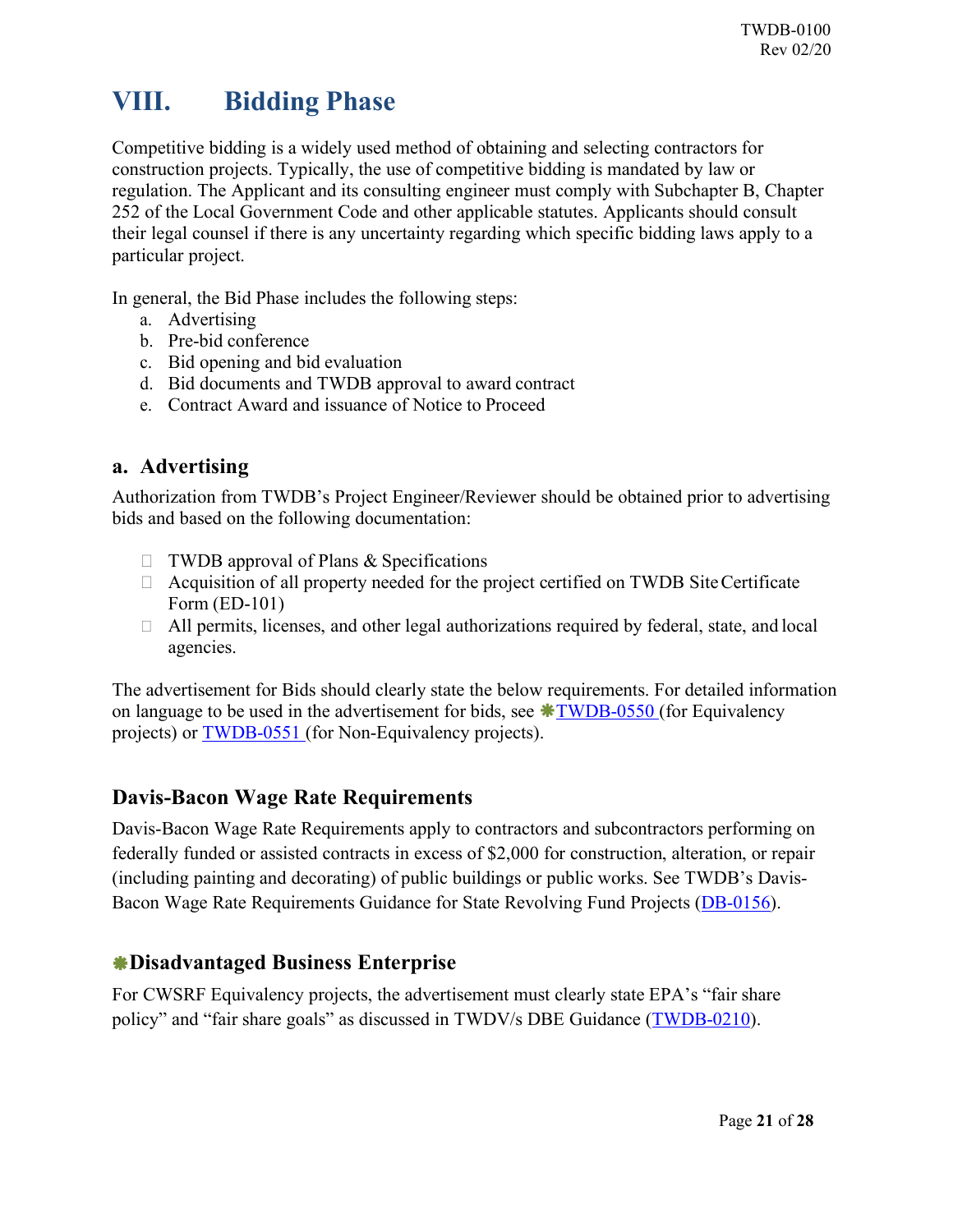# VIII. Bidding Phase

Competitive bidding is a widely used method of obtaining and selecting contractors for construction projects. Typically, the use of competitive bidding is mandated by law or regulation. The Applicant and its consulting engineer must comply with Subchapter B, Chapter 252 of the Local Government Code and other applicable statutes. Applicants should consult their legal counsel if there is any uncertainty regarding which specific bidding laws apply to a particular project.

In general, the Bid Phase includes the following steps:

a. Advertising
b. Pre-bid conference
c. Bid opening and bid evaluation
d. Bid documents and TWDB approval to award contract
e. Contract Award and issuance of Notice to Proceed

## a. Advertising

Authorization from TWDB's Project Engineer/Reviewer should be obtained prior to advertising bids and based on the following documentation:

- TWDB approval of Plans & Specifications
- Acquisition of all property needed for the project certified on TWDB Site Certificate Form (ED-101)
- All permits, licenses, and other legal authorizations required by federal, state, and local agencies.

The advertisement for Bids should clearly state the below requirements. For detailed information on language to be used in the advertisement for bids, see ❋TWDB-0550 (for Equivalency projects) or TWDB-0551 (for Non-Equivalency projects).

### Davis-Bacon Wage Rate Requirements

Davis-Bacon Wage Rate Requirements apply to contractors and subcontractors performing on federally funded or assisted contracts in excess of $2,000 for construction, alteration, or repair (including painting and decorating) of public buildings or public works. See TWDB's Davis-Bacon Wage Rate Requirements Guidance for State Revolving Fund Projects (DB-0156).

### ❋Disadvantaged Business Enterprise

For CWSRF Equivalency projects, the advertisement must clearly state EPA's "fair share policy" and "fair share goals" as discussed in TWDV/s DBE Guidance (TWDB-0210).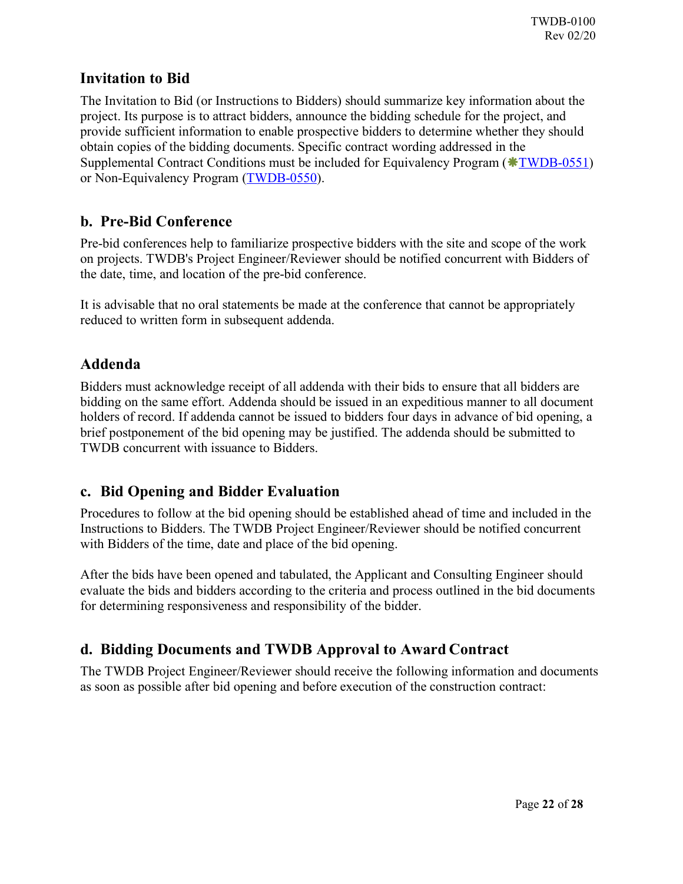## Invitation to Bid

The Invitation to Bid (or Instructions to Bidders) should summarize key information about the project. Its purpose is to attract bidders, announce the bidding schedule for the project, and provide sufficient information to enable prospective bidders to determine whether they should obtain copies of the bidding documents. Specific contract wording addressed in the Supplemental Contract Conditions must be included for Equivalency Program (❋TWDB-0551) or Non-Equivalency Program (TWDB-0550).

## b. Pre-Bid Conference

Pre-bid conferences help to familiarize prospective bidders with the site and scope of the work on projects. TWDB's Project Engineer/Reviewer should be notified concurrent with Bidders of the date, time, and location of the pre-bid conference.

It is advisable that no oral statements be made at the conference that cannot be appropriately reduced to written form in subsequent addenda.

## Addenda

Bidders must acknowledge receipt of all addenda with their bids to ensure that all bidders are bidding on the same effort. Addenda should be issued in an expeditious manner to all document holders of record. If addenda cannot be issued to bidders four days in advance of bid opening, a brief postponement of the bid opening may be justified. The addenda should be submitted to TWDB concurrent with issuance to Bidders.

## c. Bid Opening and Bidder Evaluation

Procedures to follow at the bid opening should be established ahead of time and included in the Instructions to Bidders. The TWDB Project Engineer/Reviewer should be notified concurrent with Bidders of the time, date and place of the bid opening.

After the bids have been opened and tabulated, the Applicant and Consulting Engineer should evaluate the bids and bidders according to the criteria and process outlined in the bid documents for determining responsiveness and responsibility of the bidder.

## d. Bidding Documents and TWDB Approval to Award Contract

The TWDB Project Engineer/Reviewer should receive the following information and documents as soon as possible after bid opening and before execution of the construction contract: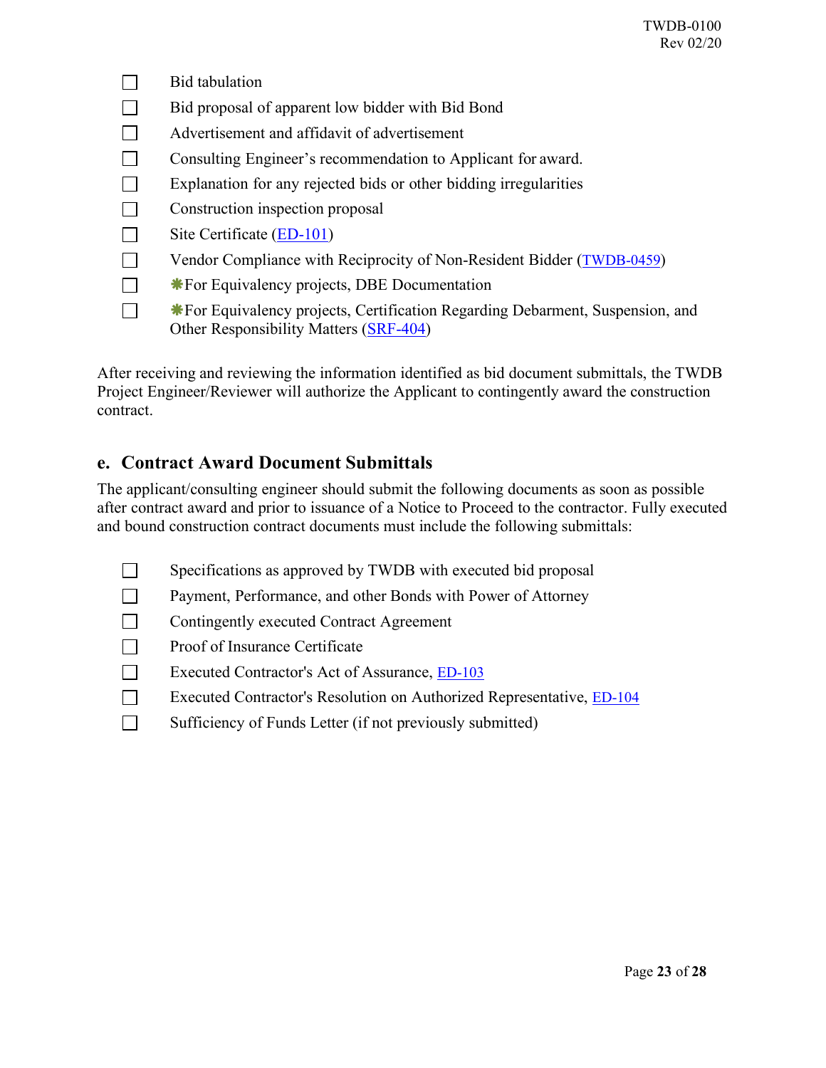- [ ] Bid tabulation
- [ ] Bid proposal of apparent low bidder with Bid Bond
- [ ] Advertisement and affidavit of advertisement
- [ ] Consulting Engineer's recommendation to Applicant for award.
- [ ] Explanation for any rejected bids or other bidding irregularities
- [ ] Construction inspection proposal
- [ ] Site Certificate (ED-101)
- [ ] Vendor Compliance with Reciprocity of Non-Resident Bidder (TWDB-0459)
- [ ] ❋For Equivalency projects, DBE Documentation
- [ ] ❋For Equivalency projects, Certification Regarding Debarment, Suspension, and Other Responsibility Matters (SRF-404)

After receiving and reviewing the information identified as bid document submittals, the TWDB Project Engineer/Reviewer will authorize the Applicant to contingently award the construction contract.

## e. Contract Award Document Submittals

The applicant/consulting engineer should submit the following documents as soon as possible after contract award and prior to issuance of a Notice to Proceed to the contractor. Fully executed and bound construction contract documents must include the following submittals:

- [ ] Specifications as approved by TWDB with executed bid proposal
- [ ] Payment, Performance, and other Bonds with Power of Attorney
- [ ] Contingently executed Contract Agreement
- [ ] Proof of Insurance Certificate
- [ ] Executed Contractor's Act of Assurance, ED-103
- [ ] Executed Contractor's Resolution on Authorized Representative, ED-104
- [ ] Sufficiency of Funds Letter (if not previously submitted)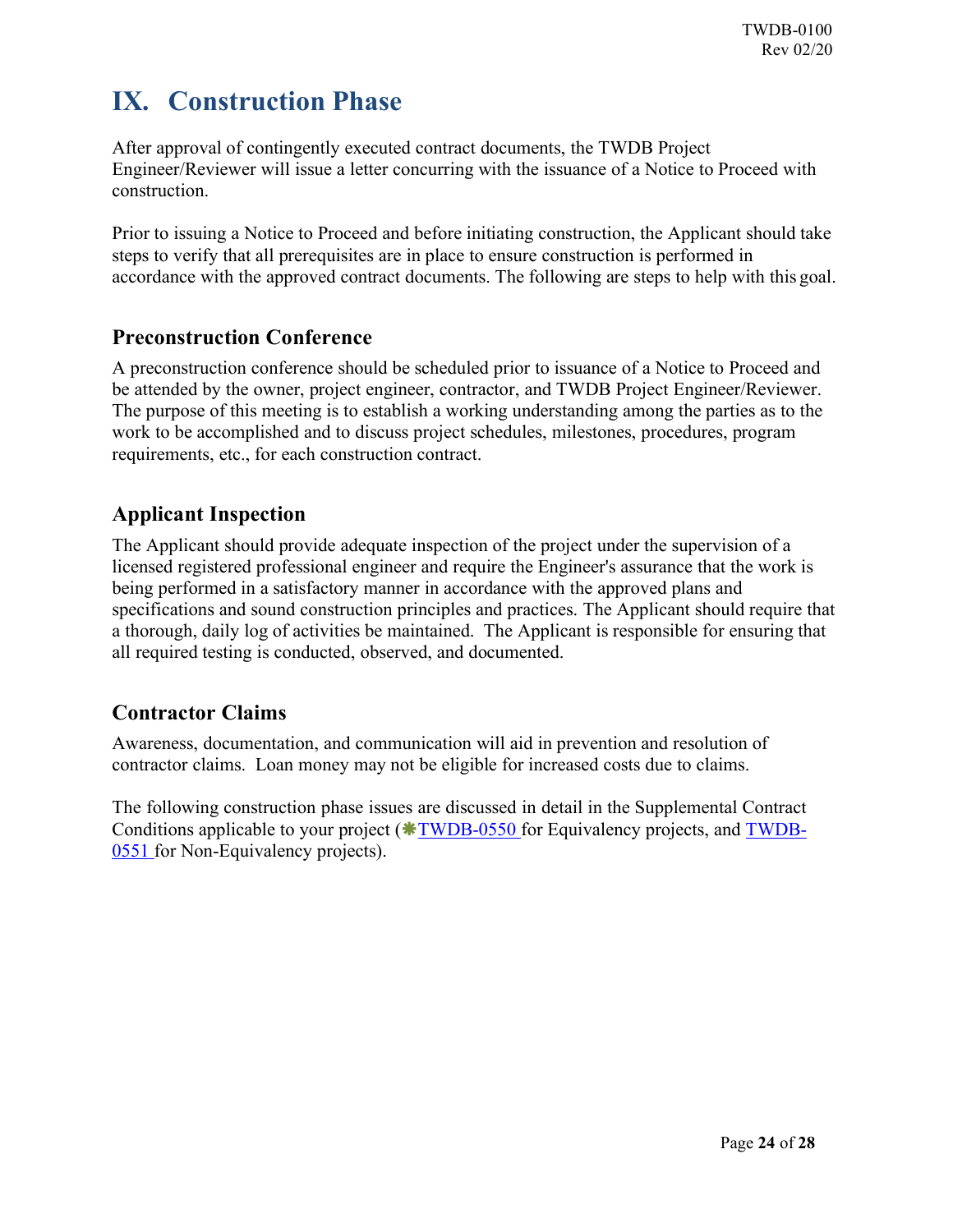# IX. Construction Phase

After approval of contingently executed contract documents, the TWDB Project Engineer/Reviewer will issue a letter concurring with the issuance of a Notice to Proceed with construction.

Prior to issuing a Notice to Proceed and before initiating construction, the Applicant should take steps to verify that all prerequisites are in place to ensure construction is performed in accordance with the approved contract documents. The following are steps to help with this goal.

## Preconstruction Conference

A preconstruction conference should be scheduled prior to issuance of a Notice to Proceed and be attended by the owner, project engineer, contractor, and TWDB Project Engineer/Reviewer. The purpose of this meeting is to establish a working understanding among the parties as to the work to be accomplished and to discuss project schedules, milestones, procedures, program requirements, etc., for each construction contract.

## Applicant Inspection

The Applicant should provide adequate inspection of the project under the supervision of a licensed registered professional engineer and require the Engineer's assurance that the work is being performed in a satisfactory manner in accordance with the approved plans and specifications and sound construction principles and practices. The Applicant should require that a thorough, daily log of activities be maintained. The Applicant is responsible for ensuring that all required testing is conducted, observed, and documented.

## Contractor Claims

Awareness, documentation, and communication will aid in prevention and resolution of contractor claims. Loan money may not be eligible for increased costs due to claims.

The following construction phase issues are discussed in detail in the Supplemental Contract Conditions applicable to your project (❋TWDB-0550 for Equivalency projects, and TWDB-0551 for Non-Equivalency projects).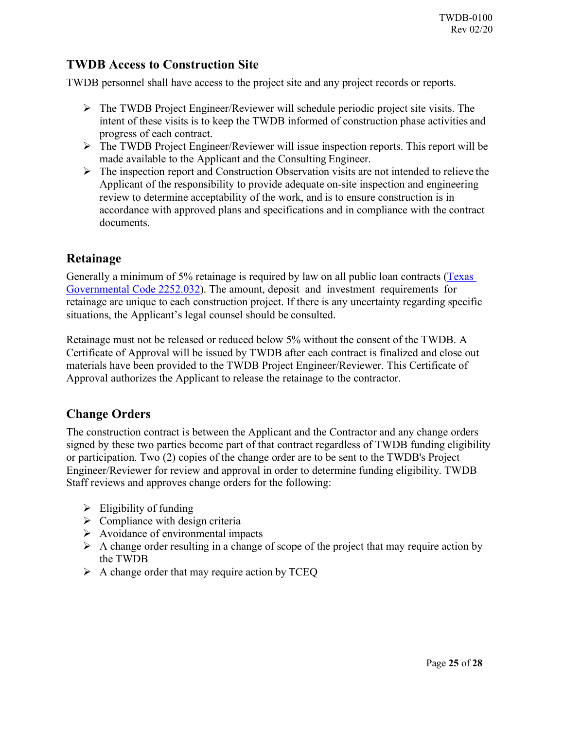## TWDB Access to Construction Site

TWDB personnel shall have access to the project site and any project records or reports.

- The TWDB Project Engineer/Reviewer will schedule periodic project site visits. The intent of these visits is to keep the TWDB informed of construction phase activities and progress of each contract.
- The TWDB Project Engineer/Reviewer will issue inspection reports. This report will be made available to the Applicant and the Consulting Engineer.
- The inspection report and Construction Observation visits are not intended to relieve the Applicant of the responsibility to provide adequate on-site inspection and engineering review to determine acceptability of the work, and is to ensure construction is in accordance with approved plans and specifications and in compliance with the contract documents.

## Retainage

Generally a minimum of 5% retainage is required by law on all public loan contracts ([Texas Governmental Code 2252.032](Texas Governmental Code 2252.032)). The amount, deposit and investment requirements for retainage are unique to each construction project. If there is any uncertainty regarding specific situations, the Applicant's legal counsel should be consulted.

Retainage must not be released or reduced below 5% without the consent of the TWDB. A Certificate of Approval will be issued by TWDB after each contract is finalized and close out materials have been provided to the TWDB Project Engineer/Reviewer. This Certificate of Approval authorizes the Applicant to release the retainage to the contractor.

## Change Orders

The construction contract is between the Applicant and the Contractor and any change orders signed by these two parties become part of that contract regardless of TWDB funding eligibility or participation. Two (2) copies of the change order are to be sent to the TWDB's Project Engineer/Reviewer for review and approval in order to determine funding eligibility. TWDB Staff reviews and approves change orders for the following:

- Eligibility of funding
- Compliance with design criteria
- Avoidance of environmental impacts
- A change order resulting in a change of scope of the project that may require action by the TWDB
- A change order that may require action by TCEQ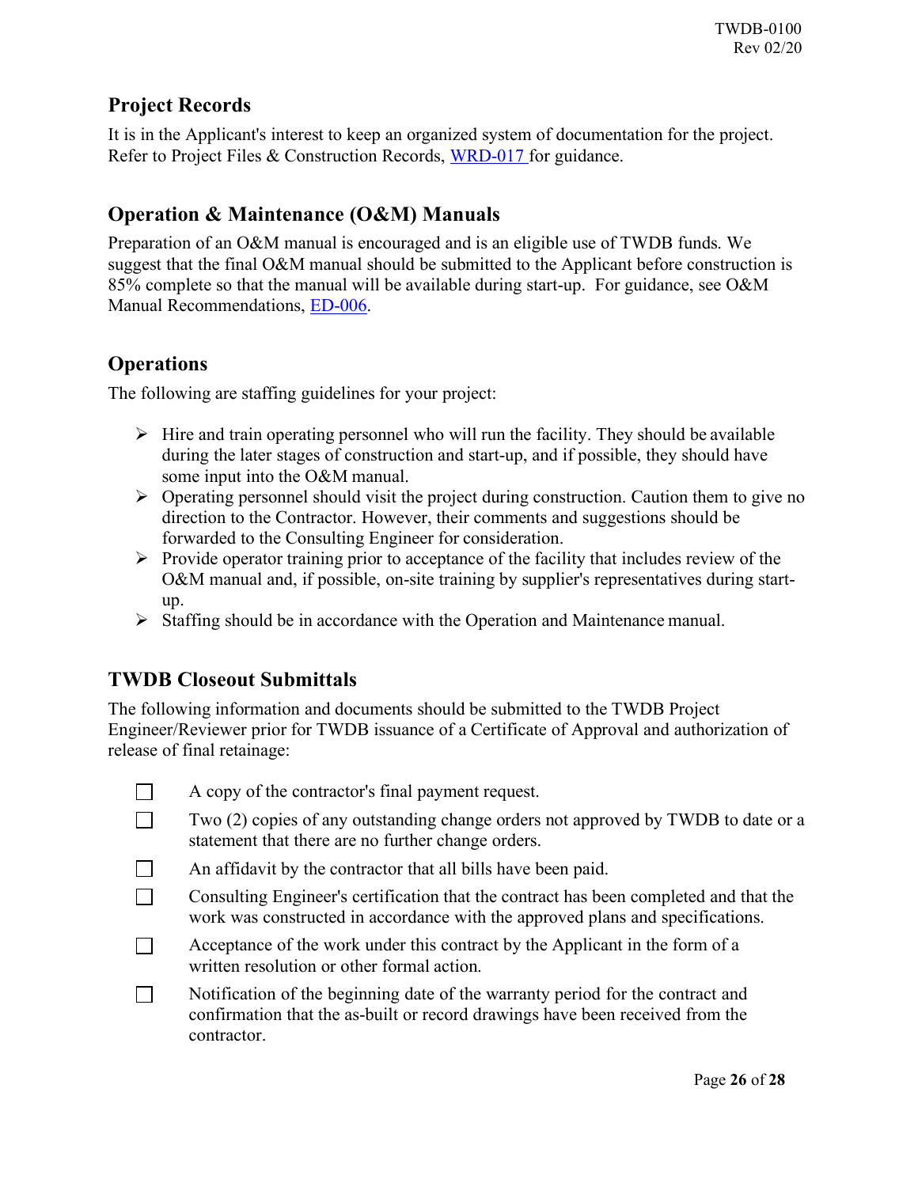## Project Records

It is in the Applicant's interest to keep an organized system of documentation for the project. Refer to Project Files & Construction Records, WRD-017 for guidance.

## Operation & Maintenance (O&M) Manuals

Preparation of an O&M manual is encouraged and is an eligible use of TWDB funds. We suggest that the final O&M manual should be submitted to the Applicant before construction is 85% complete so that the manual will be available during start-up. For guidance, see O&M Manual Recommendations, ED-006.

## Operations

The following are staffing guidelines for your project:

- Hire and train operating personnel who will run the facility. They should be available during the later stages of construction and start-up, and if possible, they should have some input into the O&M manual.
- Operating personnel should visit the project during construction. Caution them to give no direction to the Contractor. However, their comments and suggestions should be forwarded to the Consulting Engineer for consideration.
- Provide operator training prior to acceptance of the facility that includes review of the O&M manual and, if possible, on-site training by supplier's representatives during start-up.
- Staffing should be in accordance with the Operation and Maintenance manual.

## TWDB Closeout Submittals

The following information and documents should be submitted to the TWDB Project Engineer/Reviewer prior for TWDB issuance of a Certificate of Approval and authorization of release of final retainage:

- ☐ A copy of the contractor's final payment request.
- ☐ Two (2) copies of any outstanding change orders not approved by TWDB to date or a statement that there are no further change orders.
- ☐ An affidavit by the contractor that all bills have been paid.
- ☐ Consulting Engineer's certification that the contract has been completed and that the work was constructed in accordance with the approved plans and specifications.
- ☐ Acceptance of the work under this contract by the Applicant in the form of a written resolution or other formal action.
- ☐ Notification of the beginning date of the warranty period for the contract and confirmation that the as-built or record drawings have been received from the contractor.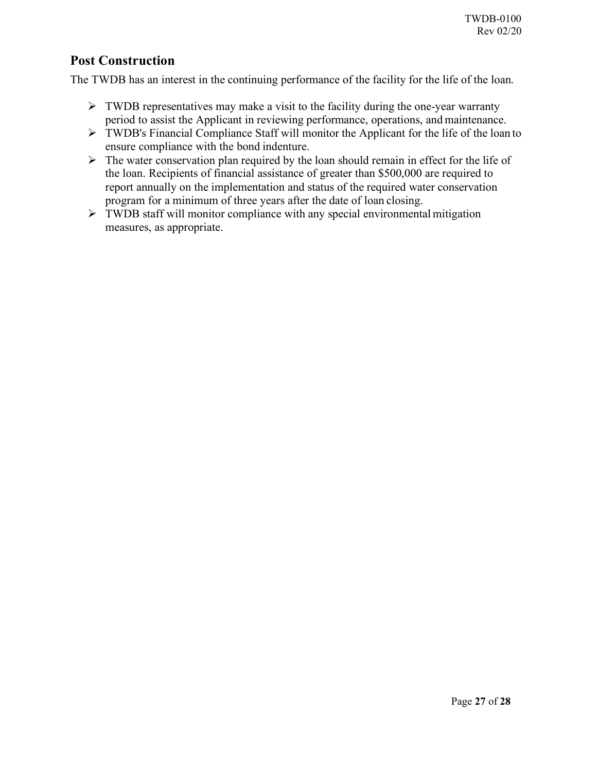## Post Construction

The TWDB has an interest in the continuing performance of the facility for the life of the loan.

- TWDB representatives may make a visit to the facility during the one-year warranty period to assist the Applicant in reviewing performance, operations, and maintenance.
- TWDB's Financial Compliance Staff will monitor the Applicant for the life of the loan to ensure compliance with the bond indenture.
- The water conservation plan required by the loan should remain in effect for the life of the loan. Recipients of financial assistance of greater than $500,000 are required to report annually on the implementation and status of the required water conservation program for a minimum of three years after the date of loan closing.
- TWDB staff will monitor compliance with any special environmental mitigation measures, as appropriate.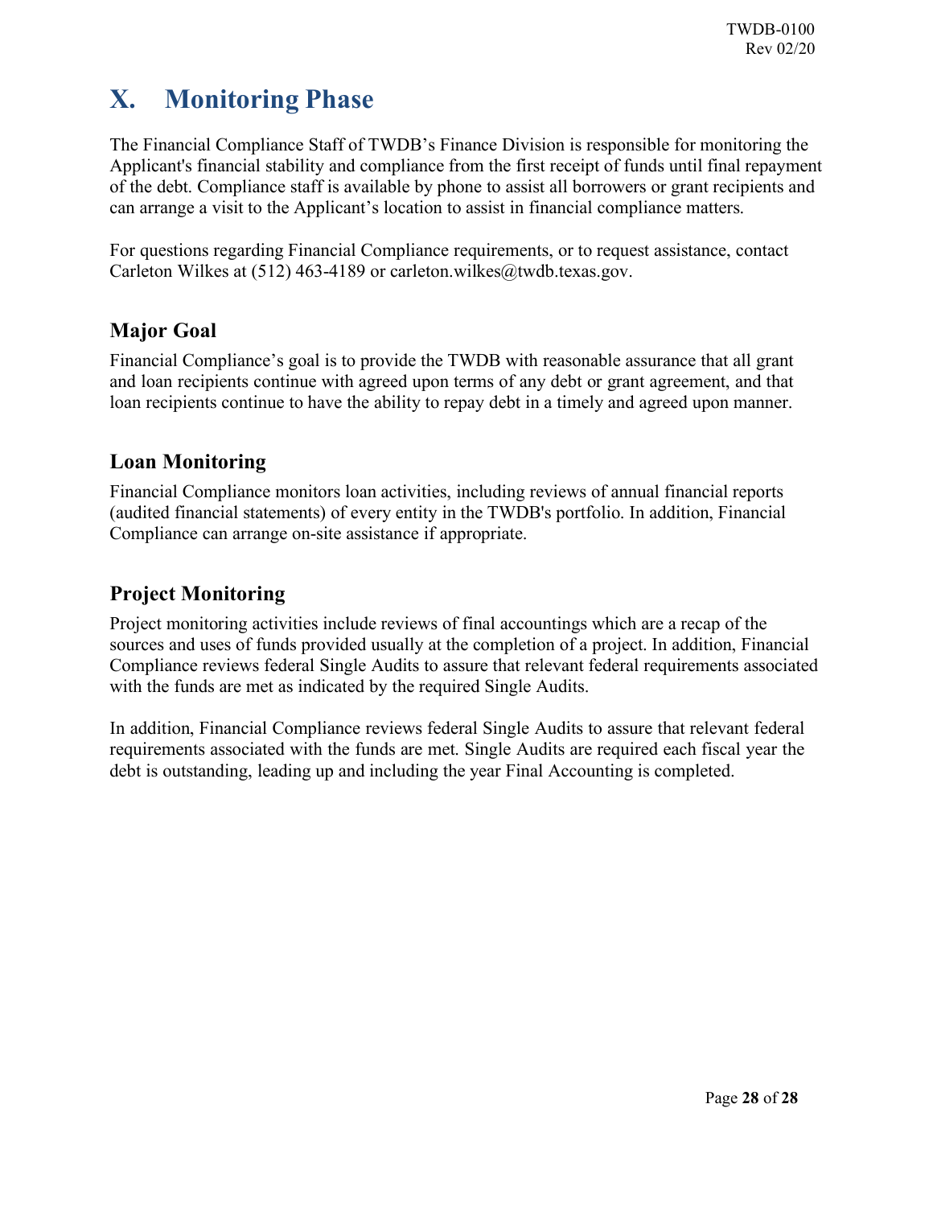# X. Monitoring Phase

The Financial Compliance Staff of TWDB's Finance Division is responsible for monitoring the Applicant's financial stability and compliance from the first receipt of funds until final repayment of the debt. Compliance staff is available by phone to assist all borrowers or grant recipients and can arrange a visit to the Applicant's location to assist in financial compliance matters.

For questions regarding Financial Compliance requirements, or to request assistance, contact Carleton Wilkes at (512) 463-4189 or carleton.wilkes@twdb.texas.gov.

## Major Goal

Financial Compliance's goal is to provide the TWDB with reasonable assurance that all grant and loan recipients continue with agreed upon terms of any debt or grant agreement, and that loan recipients continue to have the ability to repay debt in a timely and agreed upon manner.

## Loan Monitoring

Financial Compliance monitors loan activities, including reviews of annual financial reports (audited financial statements) of every entity in the TWDB's portfolio. In addition, Financial Compliance can arrange on-site assistance if appropriate.

## Project Monitoring

Project monitoring activities include reviews of final accountings which are a recap of the sources and uses of funds provided usually at the completion of a project. In addition, Financial Compliance reviews federal Single Audits to assure that relevant federal requirements associated with the funds are met as indicated by the required Single Audits.

In addition, Financial Compliance reviews federal Single Audits to assure that relevant federal requirements associated with the funds are met. Single Audits are required each fiscal year the debt is outstanding, leading up and including the year Final Accounting is completed.